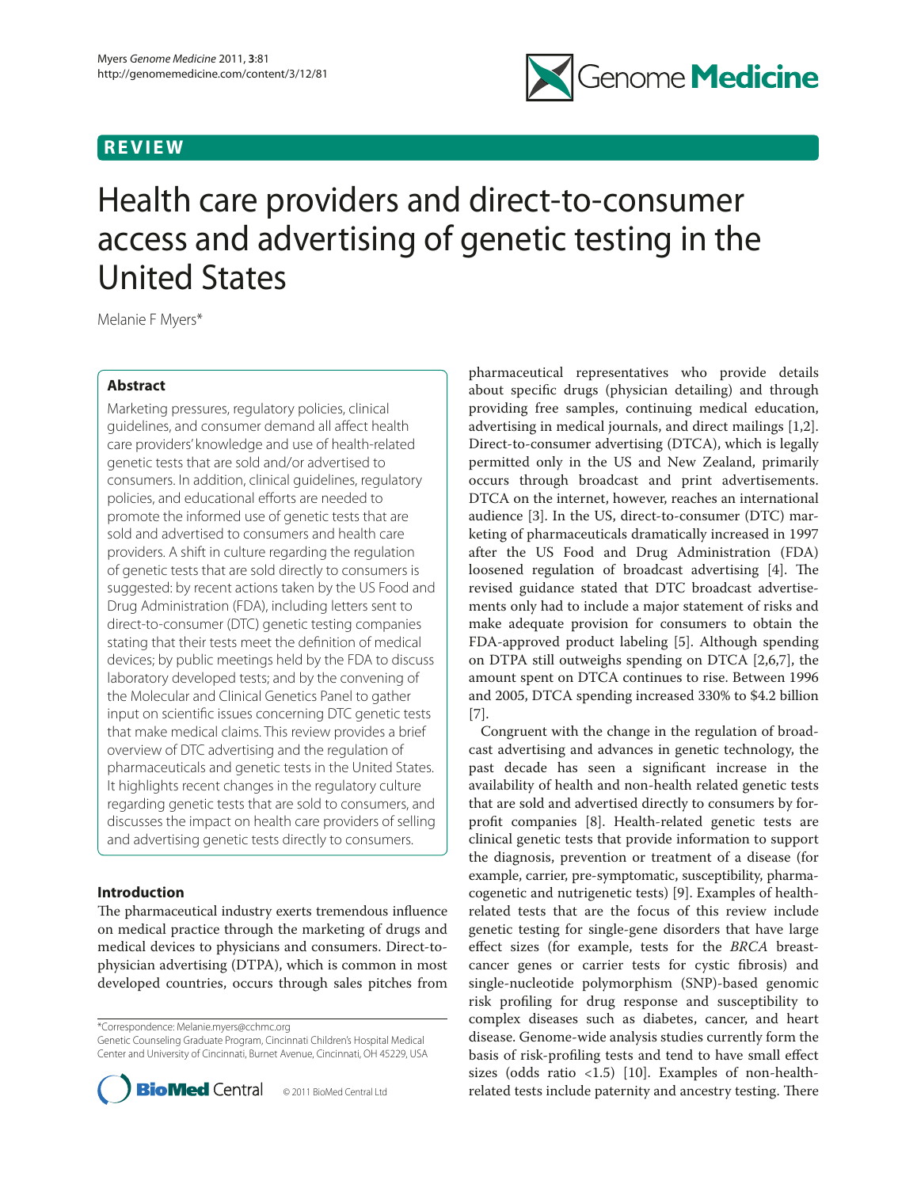REVIEW

# Health care providers and direct-to-consumer access and advertising of genetic testing in the United States

Melanie F Myers*

## Abstract

Marketing pressures, regulatory policies, clinical guidelines, and consumer demand all affect health care providers' knowledge and use of health-related genetic tests that are sold and/or advertised to consumers. In addition, clinical guidelines, regulatory policies, and educational efforts are needed to promote the informed use of genetic tests that are sold and advertised to consumers and health care providers. A shift in culture regarding the regulation of genetic tests that are sold directly to consumers is suggested: by recent actions taken by the US Food and Drug Administration (FDA), including letters sent to direct-to-consumer (DTC) genetic testing companies stating that their tests meet the definition of medical devices; by public meetings held by the FDA to discuss laboratory developed tests; and by the convening of the Molecular and Clinical Genetics Panel to gather input on scientific issues concerning DTC genetic tests that make medical claims. This review provides a brief overview of DTC advertising and the regulation of pharmaceuticals and genetic tests in the United States. It highlights recent changes in the regulatory culture regarding genetic tests that are sold to consumers, and discusses the impact on health care providers of selling and advertising genetic tests directly to consumers.

## Introduction

The pharmaceutical industry exerts tremendous influence on medical practice through the marketing of drugs and medical devices to physicians and consumers. Direct-to-physician advertising (DTPA), which is common in most developed countries, occurs through sales pitches from pharmaceutical representatives who provide details about specific drugs (physician detailing) and through providing free samples, continuing medical education, advertising in medical journals, and direct mailings [1,2]. Direct-to-consumer advertising (DTCA), which is legally permitted only in the US and New Zealand, primarily occurs through broadcast and print advertisements. DTCA on the internet, however, reaches an international audience [3]. In the US, direct-to-consumer (DTC) marketing of pharmaceuticals dramatically increased in 1997 after the US Food and Drug Administration (FDA) loosened regulation of broadcast advertising [4]. The revised guidance stated that DTC broadcast advertisements only had to include a major statement of risks and make adequate provision for consumers to obtain the FDA-approved product labeling [5]. Although spending on DTPA still outweighs spending on DTCA [2,6,7], the amount spent on DTCA continues to rise. Between 1996 and 2005, DTCA spending increased 330% to $4.2 billion [7].

Congruent with the change in the regulation of broadcast advertising and advances in genetic technology, the past decade has seen a significant increase in the availability of health and non-health related genetic tests that are sold and advertised directly to consumers by for-profit companies [8]. Health-related genetic tests are clinical genetic tests that provide information to support the diagnosis, prevention or treatment of a disease (for example, carrier, pre-symptomatic, susceptibility, pharmacogenetic and nutrigenetic tests) [9]. Examples of health-related tests that are the focus of this review include genetic testing for single-gene disorders that have large effect sizes (for example, tests for the *BRCA* breast-cancer genes or carrier tests for cystic fibrosis) and single-nucleotide polymorphism (SNP)-based genomic risk profiling for drug response and susceptibility to complex diseases such as diabetes, cancer, and heart disease. Genome-wide analysis studies currently form the basis of risk-profiling tests and tend to have small effect sizes (odds ratio <1.5) [10]. Examples of non-health-related tests include paternity and ancestry testing. There

*Correspondence: Melanie.myers@cchmc.org
Genetic Counseling Graduate Program, Cincinnati Children's Hospital Medical Center and University of Cincinnati, Burnet Avenue, Cincinnati, OH 45229, USA

© 2011 BioMed Central Ltd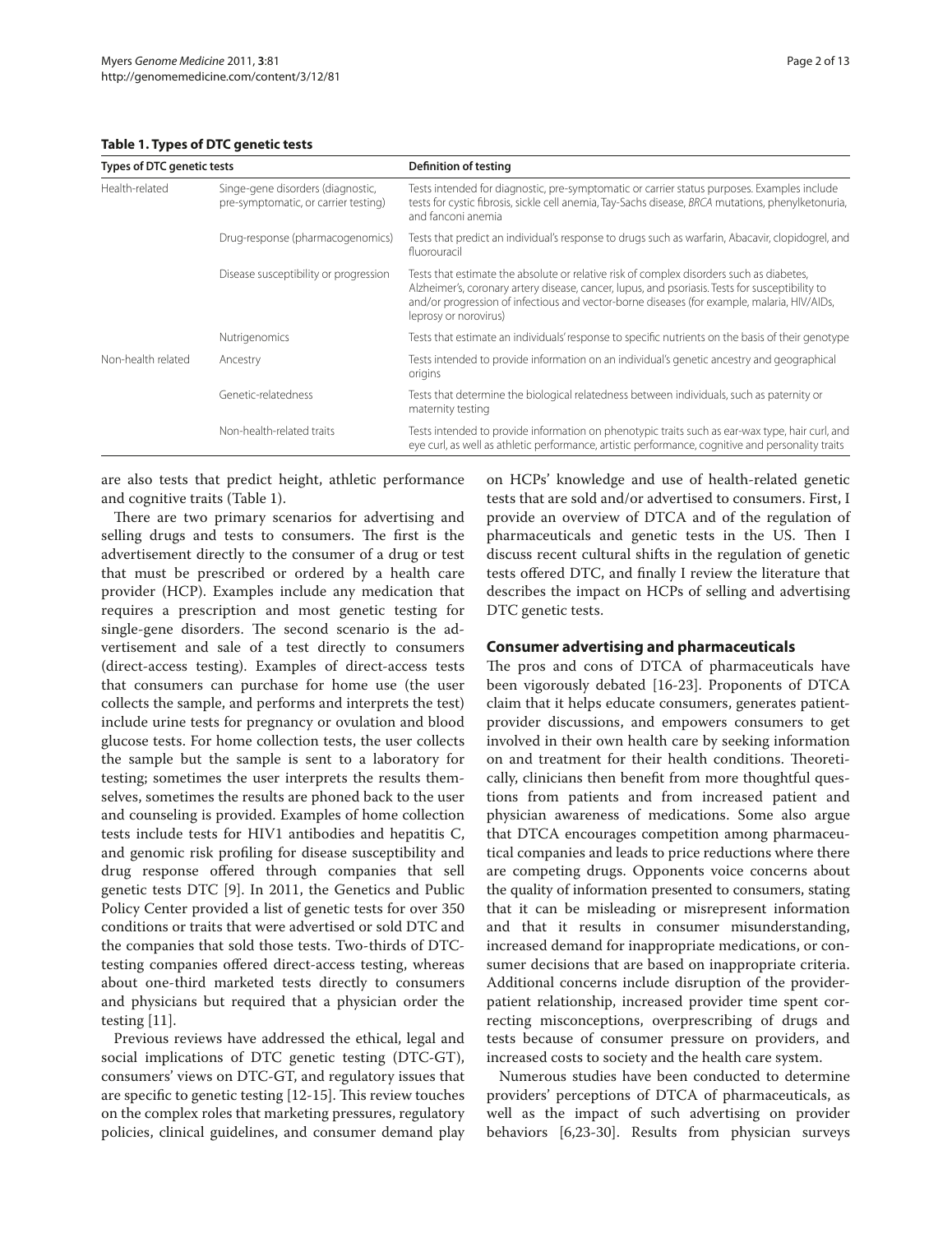**Table 1. Types of DTC genetic tests**

| Types of DTC genetic tests | | Definition of testing |
| --- | --- | --- |
| Health-related | Singe-gene disorders (diagnostic, pre-symptomatic, or carrier testing) | Tests intended for diagnostic, pre-symptomatic or carrier status purposes. Examples include tests for cystic fibrosis, sickle cell anemia, Tay-Sachs disease, *BRCA* mutations, phenylketonuria, and fanconi anemia |
| | Drug-response (pharmacogenomics) | Tests that predict an individual's response to drugs such as warfarin, Abacavir, clopidogrel, and fluorouracil |
| | Disease susceptibility or progression | Tests that estimate the absolute or relative risk of complex disorders such as diabetes, Alzheimer's, coronary artery disease, cancer, lupus, and psoriasis. Tests for susceptibility to and/or progression of infectious and vector-borne diseases (for example, malaria, HIV/AIDs, leprosy or norovirus) |
| | Nutrigenomics | Tests that estimate an individuals' response to specific nutrients on the basis of their genotype |
| Non-health related | Ancestry | Tests intended to provide information on an individual's genetic ancestry and geographical origins |
| | Genetic-relatedness | Tests that determine the biological relatedness between individuals, such as paternity or maternity testing |
| | Non-health-related traits | Tests intended to provide information on phenotypic traits such as ear-wax type, hair curl, and eye curl, as well as athletic performance, artistic performance, cognitive and personality traits |

are also tests that predict height, athletic performance and cognitive traits (Table 1).

There are two primary scenarios for advertising and selling drugs and tests to consumers. The first is the advertisement directly to the consumer of a drug or test that must be prescribed or ordered by a health care provider (HCP). Examples include any medication that requires a prescription and most genetic testing for single-gene disorders. The second scenario is the advertisement and sale of a test directly to consumers (direct-access testing). Examples of direct-access tests that consumers can purchase for home use (the user collects the sample, and performs and interprets the test) include urine tests for pregnancy or ovulation and blood glucose tests. For home collection tests, the user collects the sample but the sample is sent to a laboratory for testing; sometimes the user interprets the results themselves, sometimes the results are phoned back to the user and counseling is provided. Examples of home collection tests include tests for HIV1 antibodies and hepatitis C, and genomic risk profiling for disease susceptibility and drug response offered through companies that sell genetic tests DTC [9]. In 2011, the Genetics and Public Policy Center provided a list of genetic tests for over 350 conditions or traits that were advertised or sold DTC and the companies that sold those tests. Two-thirds of DTC-testing companies offered direct-access testing, whereas about one-third marketed tests directly to consumers and physicians but required that a physician order the testing [11].

Previous reviews have addressed the ethical, legal and social implications of DTC genetic testing (DTC-GT), consumers' views on DTC-GT, and regulatory issues that are specific to genetic testing [12-15]. This review touches on the complex roles that marketing pressures, regulatory policies, clinical guidelines, and consumer demand play on HCPs' knowledge and use of health-related genetic tests that are sold and/or advertised to consumers. First, I provide an overview of DTCA and of the regulation of pharmaceuticals and genetic tests in the US. Then I discuss recent cultural shifts in the regulation of genetic tests offered DTC, and finally I review the literature that describes the impact on HCPs of selling and advertising DTC genetic tests.

## Consumer advertising and pharmaceuticals

The pros and cons of DTCA of pharmaceuticals have been vigorously debated [16-23]. Proponents of DTCA claim that it helps educate consumers, generates patient-provider discussions, and empowers consumers to get involved in their own health care by seeking information on and treatment for their health conditions. Theoretically, clinicians then benefit from more thoughtful questions from patients and from increased patient and physician awareness of medications. Some also argue that DTCA encourages competition among pharmaceutical companies and leads to price reductions where there are competing drugs. Opponents voice concerns about the quality of information presented to consumers, stating that it can be misleading or misrepresent information and that it results in consumer misunderstanding, increased demand for inappropriate medications, or consumer decisions that are based on inappropriate criteria. Additional concerns include disruption of the provider-patient relationship, increased provider time spent correcting misconceptions, overprescribing of drugs and tests because of consumer pressure on providers, and increased costs to society and the health care system.

Numerous studies have been conducted to determine providers' perceptions of DTCA of pharmaceuticals, as well as the impact of such advertising on provider behaviors [6,23-30]. Results from physician surveys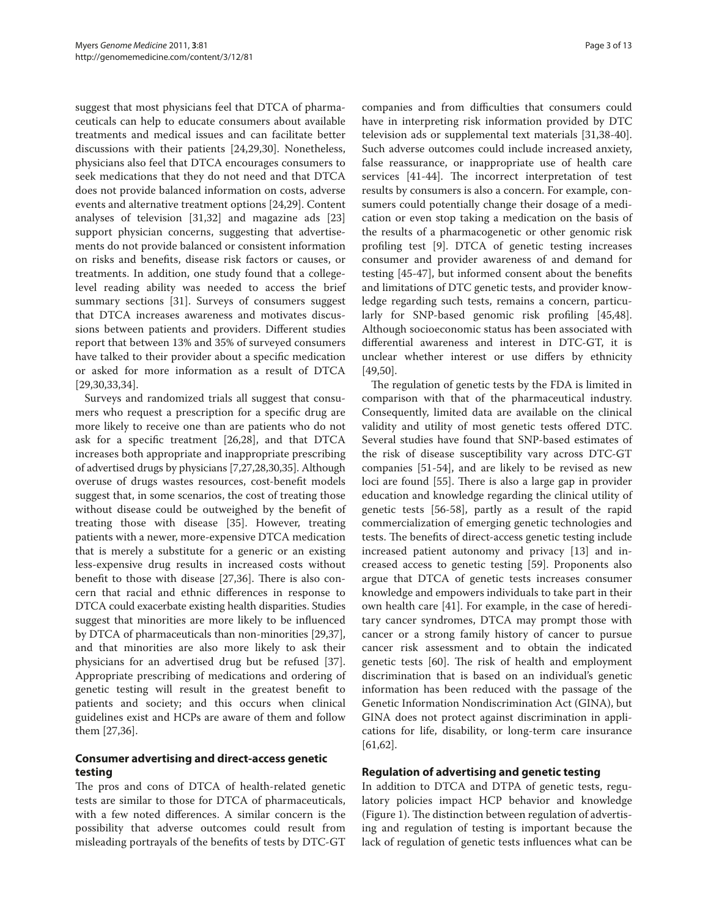suggest that most physicians feel that DTCA of pharmaceuticals can help to educate consumers about available treatments and medical issues and can facilitate better discussions with their patients [24,29,30]. Nonetheless, physicians also feel that DTCA encourages consumers to seek medications that they do not need and that DTCA does not provide balanced information on costs, adverse events and alternative treatment options [24,29]. Content analyses of television [31,32] and magazine ads [23] support physician concerns, suggesting that advertisements do not provide balanced or consistent information on risks and benefits, disease risk factors or causes, or treatments. In addition, one study found that a college-level reading ability was needed to access the brief summary sections [31]. Surveys of consumers suggest that DTCA increases awareness and motivates discussions between patients and providers. Different studies report that between 13% and 35% of surveyed consumers have talked to their provider about a specific medication or asked for more information as a result of DTCA [29,30,33,34].

Surveys and randomized trials all suggest that consumers who request a prescription for a specific drug are more likely to receive one than are patients who do not ask for a specific treatment [26,28], and that DTCA increases both appropriate and inappropriate prescribing of advertised drugs by physicians [7,27,28,30,35]. Although overuse of drugs wastes resources, cost-benefit models suggest that, in some scenarios, the cost of treating those without disease could be outweighed by the benefit of treating those with disease [35]. However, treating patients with a newer, more-expensive DTCA medication that is merely a substitute for a generic or an existing less-expensive drug results in increased costs without benefit to those with disease [27,36]. There is also concern that racial and ethnic differences in response to DTCA could exacerbate existing health disparities. Studies suggest that minorities are more likely to be influenced by DTCA of pharmaceuticals than non-minorities [29,37], and that minorities are also more likely to ask their physicians for an advertised drug but be refused [37]. Appropriate prescribing of medications and ordering of genetic testing will result in the greatest benefit to patients and society; and this occurs when clinical guidelines exist and HCPs are aware of them and follow them [27,36].

## Consumer advertising and direct-access genetic testing

The pros and cons of DTCA of health-related genetic tests are similar to those for DTCA of pharmaceuticals, with a few noted differences. A similar concern is the possibility that adverse outcomes could result from misleading portrayals of the benefits of tests by DTC-GT companies and from difficulties that consumers could have in interpreting risk information provided by DTC television ads or supplemental text materials [31,38-40]. Such adverse outcomes could include increased anxiety, false reassurance, or inappropriate use of health care services [41-44]. The incorrect interpretation of test results by consumers is also a concern. For example, consumers could potentially change their dosage of a medication or even stop taking a medication on the basis of the results of a pharmacogenetic or other genomic risk profiling test [9]. DTCA of genetic testing increases consumer and provider awareness of and demand for testing [45-47], but informed consent about the benefits and limitations of DTC genetic tests, and provider knowledge regarding such tests, remains a concern, particularly for SNP-based genomic risk profiling [45,48]. Although socioeconomic status has been associated with differential awareness and interest in DTC-GT, it is unclear whether interest or use differs by ethnicity [49,50].

The regulation of genetic tests by the FDA is limited in comparison with that of the pharmaceutical industry. Consequently, limited data are available on the clinical validity and utility of most genetic tests offered DTC. Several studies have found that SNP-based estimates of the risk of disease susceptibility vary across DTC-GT companies [51-54], and are likely to be revised as new loci are found [55]. There is also a large gap in provider education and knowledge regarding the clinical utility of genetic tests [56-58], partly as a result of the rapid commercialization of emerging genetic technologies and tests. The benefits of direct-access genetic testing include increased patient autonomy and privacy [13] and increased access to genetic testing [59]. Proponents also argue that DTCA of genetic tests increases consumer knowledge and empowers individuals to take part in their own health care [41]. For example, in the case of hereditary cancer syndromes, DTCA may prompt those with cancer or a strong family history of cancer to pursue cancer risk assessment and to obtain the indicated genetic tests [60]. The risk of health and employment discrimination that is based on an individual's genetic information has been reduced with the passage of the Genetic Information Nondiscrimination Act (GINA), but GINA does not protect against discrimination in applications for life, disability, or long-term care insurance [61,62].

## Regulation of advertising and genetic testing

In addition to DTCA and DTPA of genetic tests, regulatory policies impact HCP behavior and knowledge (Figure 1). The distinction between regulation of advertising and regulation of testing is important because the lack of regulation of genetic tests influences what can be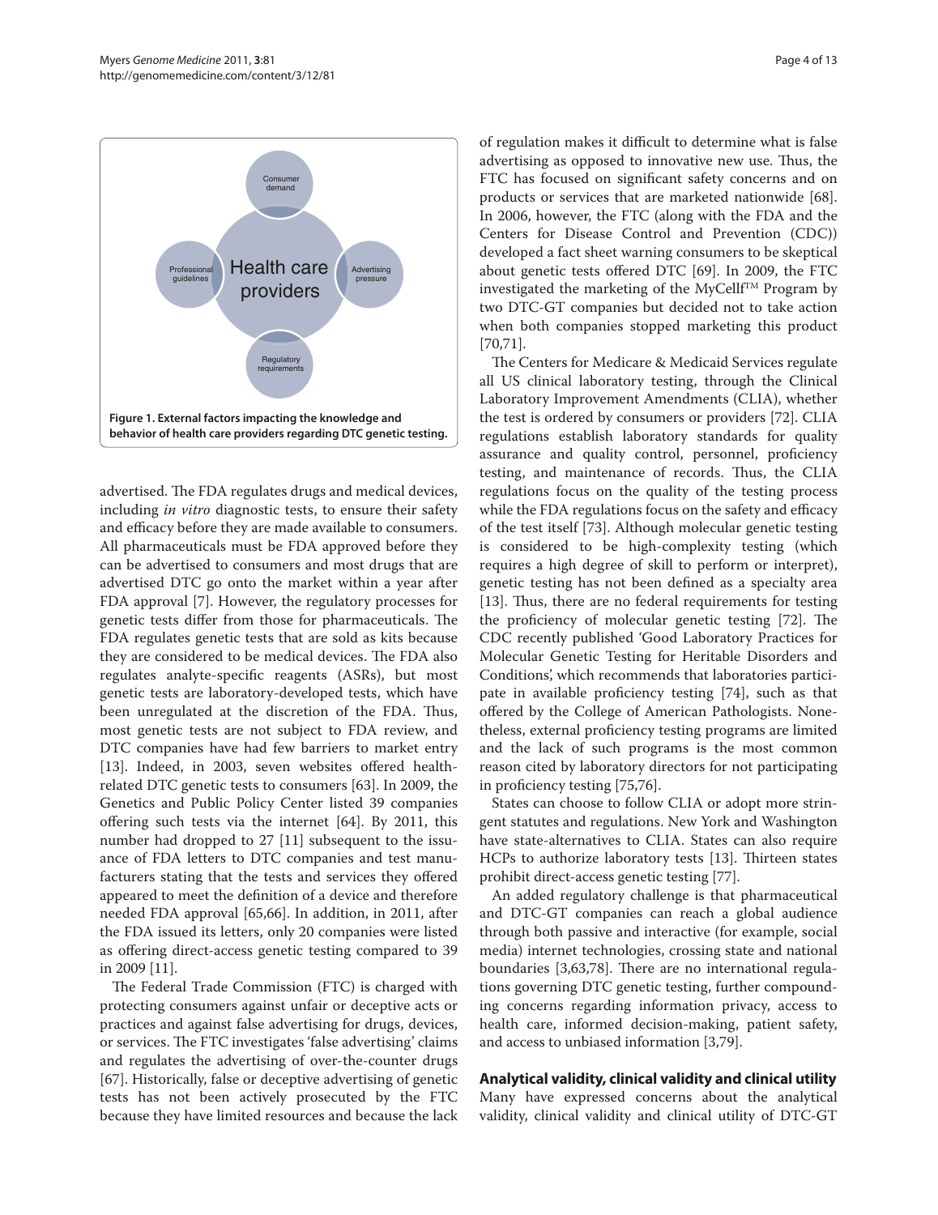Figure 1. External factors impacting the knowledge and behavior of health care providers regarding DTC genetic testing.

advertised. The FDA regulates drugs and medical devices, including *in vitro* diagnostic tests, to ensure their safety and efficacy before they are made available to consumers. All pharmaceuticals must be FDA approved before they can be advertised to consumers and most drugs that are advertised DTC go onto the market within a year after FDA approval [7]. However, the regulatory processes for genetic tests differ from those for pharmaceuticals. The FDA regulates genetic tests that are sold as kits because they are considered to be medical devices. The FDA also regulates analyte-specific reagents (ASRs), but most genetic tests are laboratory-developed tests, which have been unregulated at the discretion of the FDA. Thus, most genetic tests are not subject to FDA review, and DTC companies have had few barriers to market entry [13]. Indeed, in 2003, seven websites offered health-related DTC genetic tests to consumers [63]. In 2009, the Genetics and Public Policy Center listed 39 companies offering such tests via the internet [64]. By 2011, this number had dropped to 27 [11] subsequent to the issuance of FDA letters to DTC companies and test manufacturers stating that the tests and services they offered appeared to meet the definition of a device and therefore needed FDA approval [65,66]. In addition, in 2011, after the FDA issued its letters, only 20 companies were listed as offering direct-access genetic testing compared to 39 in 2009 [11].

The Federal Trade Commission (FTC) is charged with protecting consumers against unfair or deceptive acts or practices and against false advertising for drugs, devices, or services. The FTC investigates 'false advertising' claims and regulates the advertising of over-the-counter drugs [67]. Historically, false or deceptive advertising of genetic tests has not been actively prosecuted by the FTC because they have limited resources and because the lack of regulation makes it difficult to determine what is false advertising as opposed to innovative new use. Thus, the FTC has focused on significant safety concerns and on products or services that are marketed nationwide [68]. In 2006, however, the FTC (along with the FDA and the Centers for Disease Control and Prevention (CDC)) developed a fact sheet warning consumers to be skeptical about genetic tests offered DTC [69]. In 2009, the FTC investigated the marketing of the MyCellf™ Program by two DTC-GT companies but decided not to take action when both companies stopped marketing this product [70,71].

The Centers for Medicare & Medicaid Services regulate all US clinical laboratory testing, through the Clinical Laboratory Improvement Amendments (CLIA), whether the test is ordered by consumers or providers [72]. CLIA regulations establish laboratory standards for quality assurance and quality control, personnel, proficiency testing, and maintenance of records. Thus, the CLIA regulations focus on the quality of the testing process while the FDA regulations focus on the safety and efficacy of the test itself [73]. Although molecular genetic testing is considered to be high-complexity testing (which requires a high degree of skill to perform or interpret), genetic testing has not been defined as a specialty area [13]. Thus, there are no federal requirements for testing the proficiency of molecular genetic testing [72]. The CDC recently published 'Good Laboratory Practices for Molecular Genetic Testing for Heritable Disorders and Conditions', which recommends that laboratories participate in available proficiency testing [74], such as that offered by the College of American Pathologists. Nonetheless, external proficiency testing programs are limited and the lack of such programs is the most common reason cited by laboratory directors for not participating in proficiency testing [75,76].

States can choose to follow CLIA or adopt more stringent statutes and regulations. New York and Washington have state-alternatives to CLIA. States can also require HCPs to authorize laboratory tests [13]. Thirteen states prohibit direct-access genetic testing [77].

An added regulatory challenge is that pharmaceutical and DTC-GT companies can reach a global audience through both passive and interactive (for example, social media) internet technologies, crossing state and national boundaries [3,63,78]. There are no international regulations governing DTC genetic testing, further compounding concerns regarding information privacy, access to health care, informed decision-making, patient safety, and access to unbiased information [3,79].

## Analytical validity, clinical validity and clinical utility

Many have expressed concerns about the analytical validity, clinical validity and clinical utility of DTC-GT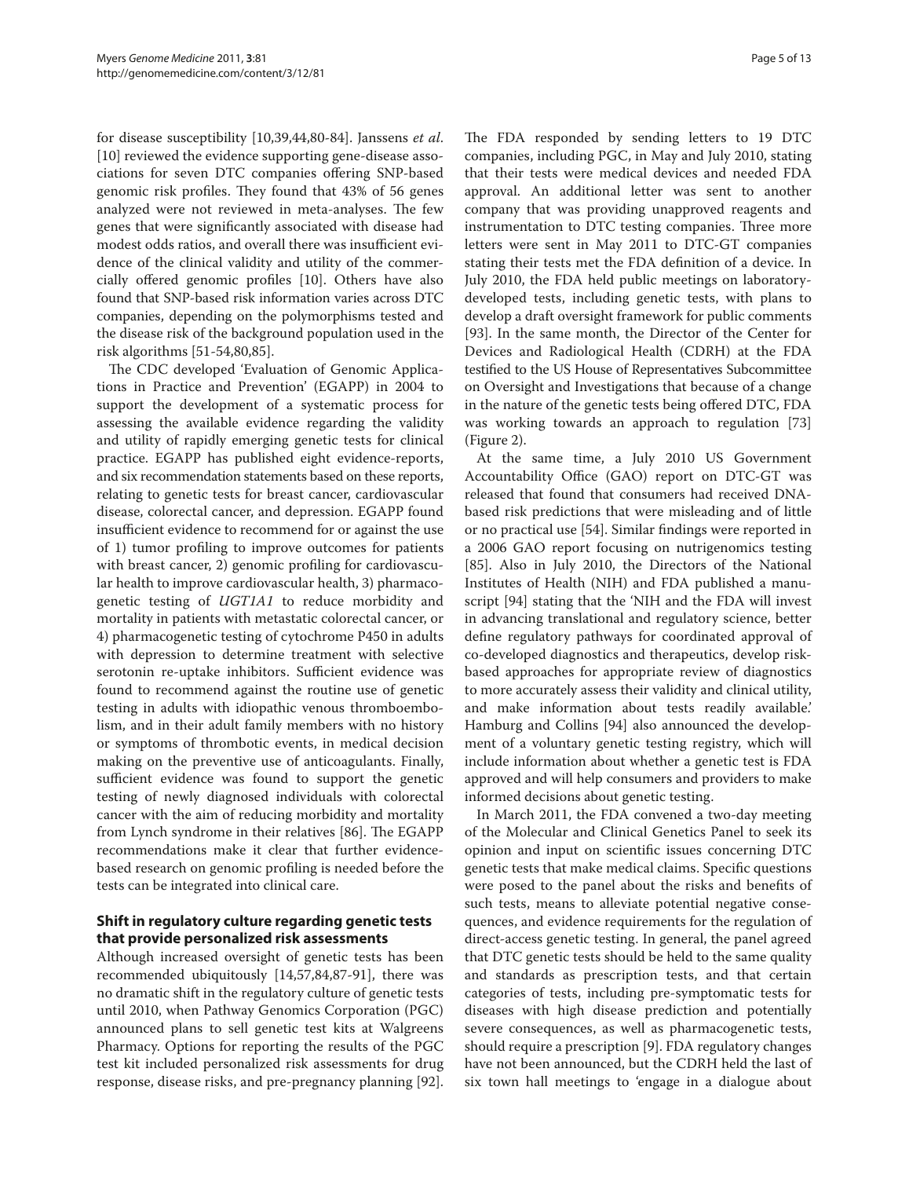for disease susceptibility [10,39,44,80-84]. Janssens *et al*. [10] reviewed the evidence supporting gene-disease associations for seven DTC companies offering SNP-based genomic risk profiles. They found that 43% of 56 genes analyzed were not reviewed in meta-analyses. The few genes that were significantly associated with disease had modest odds ratios, and overall there was insufficient evidence of the clinical validity and utility of the commercially offered genomic profiles [10]. Others have also found that SNP-based risk information varies across DTC companies, depending on the polymorphisms tested and the disease risk of the background population used in the risk algorithms [51-54,80,85].

The CDC developed 'Evaluation of Genomic Applications in Practice and Prevention' (EGAPP) in 2004 to support the development of a systematic process for assessing the available evidence regarding the validity and utility of rapidly emerging genetic tests for clinical practice. EGAPP has published eight evidence-reports, and six recommendation statements based on these reports, relating to genetic tests for breast cancer, cardiovascular disease, colorectal cancer, and depression. EGAPP found insufficient evidence to recommend for or against the use of 1) tumor profiling to improve outcomes for patients with breast cancer, 2) genomic profiling for cardiovascular health to improve cardiovascular health, 3) pharmacogenetic testing of *UGT1A1* to reduce morbidity and mortality in patients with metastatic colorectal cancer, or 4) pharmacogenetic testing of cytochrome P450 in adults with depression to determine treatment with selective serotonin re-uptake inhibitors. Sufficient evidence was found to recommend against the routine use of genetic testing in adults with idiopathic venous thromboembolism, and in their adult family members with no history or symptoms of thrombotic events, in medical decision making on the preventive use of anticoagulants. Finally, sufficient evidence was found to support the genetic testing of newly diagnosed individuals with colorectal cancer with the aim of reducing morbidity and mortality from Lynch syndrome in their relatives [86]. The EGAPP recommendations make it clear that further evidence-based research on genomic profiling is needed before the tests can be integrated into clinical care.

## Shift in regulatory culture regarding genetic tests that provide personalized risk assessments

Although increased oversight of genetic tests has been recommended ubiquitously [14,57,84,87-91], there was no dramatic shift in the regulatory culture of genetic tests until 2010, when Pathway Genomics Corporation (PGC) announced plans to sell genetic test kits at Walgreens Pharmacy. Options for reporting the results of the PGC test kit included personalized risk assessments for drug response, disease risks, and pre-pregnancy planning [92]. The FDA responded by sending letters to 19 DTC companies, including PGC, in May and July 2010, stating that their tests were medical devices and needed FDA approval. An additional letter was sent to another company that was providing unapproved reagents and instrumentation to DTC testing companies. Three more letters were sent in May 2011 to DTC-GT companies stating their tests met the FDA definition of a device. In July 2010, the FDA held public meetings on laboratory-developed tests, including genetic tests, with plans to develop a draft oversight framework for public comments [93]. In the same month, the Director of the Center for Devices and Radiological Health (CDRH) at the FDA testified to the US House of Representatives Subcommittee on Oversight and Investigations that because of a change in the nature of the genetic tests being offered DTC, FDA was working towards an approach to regulation [73] (Figure 2).

At the same time, a July 2010 US Government Accountability Office (GAO) report on DTC-GT was released that found that consumers had received DNA-based risk predictions that were misleading and of little or no practical use [54]. Similar findings were reported in a 2006 GAO report focusing on nutrigenomics testing [85]. Also in July 2010, the Directors of the National Institutes of Health (NIH) and FDA published a manuscript [94] stating that the 'NIH and the FDA will invest in advancing translational and regulatory science, better define regulatory pathways for coordinated approval of co-developed diagnostics and therapeutics, develop risk-based approaches for appropriate review of diagnostics to more accurately assess their validity and clinical utility, and make information about tests readily available.' Hamburg and Collins [94] also announced the development of a voluntary genetic testing registry, which will include information about whether a genetic test is FDA approved and will help consumers and providers to make informed decisions about genetic testing.

In March 2011, the FDA convened a two-day meeting of the Molecular and Clinical Genetics Panel to seek its opinion and input on scientific issues concerning DTC genetic tests that make medical claims. Specific questions were posed to the panel about the risks and benefits of such tests, means to alleviate potential negative consequences, and evidence requirements for the regulation of direct-access genetic testing. In general, the panel agreed that DTC genetic tests should be held to the same quality and standards as prescription tests, and that certain categories of tests, including pre-symptomatic tests for diseases with high disease prediction and potentially severe consequences, as well as pharmacogenetic tests, should require a prescription [9]. FDA regulatory changes have not been announced, but the CDRH held the last of six town hall meetings to 'engage in a dialogue about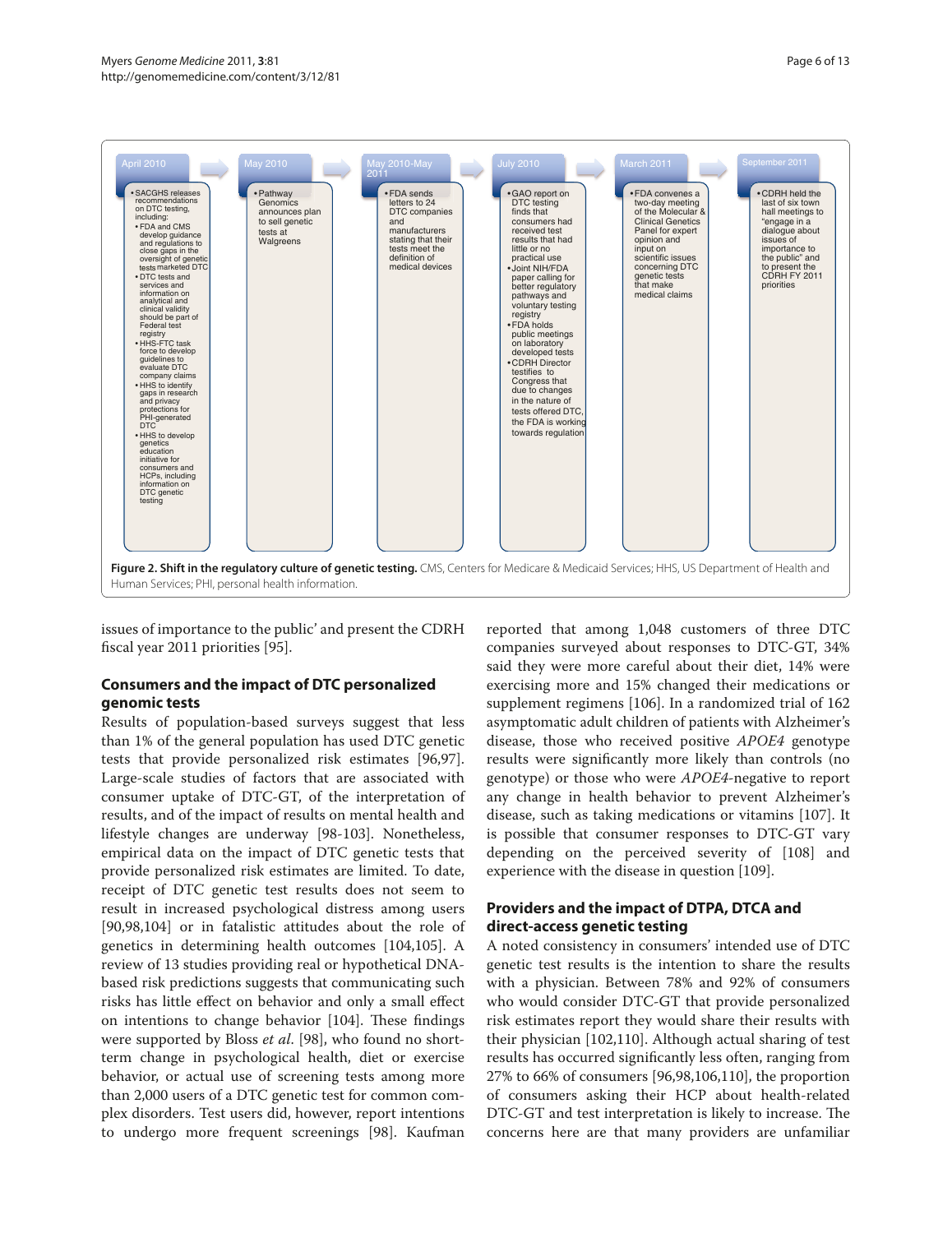| April 2010 | May 2010 | May 2010-May 2011 | July 2010 | March 2011 | September 2011 |
|---|---|---|---|---|---|
| • SACGHS releases recommendations on DTC testing, including: • FDA and CMS develop guidance and regulations to close gaps in the oversight of genetic tests marketed DTC • DTC tests and services and information on analytical and clinical validity should be part of Federal test registry • HHS-FTC task force to develop guidelines to evaluate DTC company claims • HHS to identify gaps in research and privacy protections for PHI-generated DTC • HHS to develop genetics education initiative for consumers and HCPs, including information on DTC genetic testing | • Pathway Genomics announces plan to sell genetic tests at Walgreens | • FDA sends letters to 24 DTC companies and manufacturers stating that their tests meet the definition of medical devices | • GAO report on DTC testing finds that consumers had received test results that had little or no practical use • Joint NIH/FDA paper calling for better regulatory pathways and voluntary testing registry • FDA holds public meetings on laboratory developed tests • CDRH Director testifies to Congress that due to changes in the nature of tests offered DTC, the FDA is working towards regulation | • FDA convenes a two-day meeting of the Molecular & Clinical Genetics Panel for expert opinion and input on scientific issues concerning DTC genetic tests that make medical claims | • CDRH held the last of six town hall meetings to "engage in a dialogue about issues of importance to the public" and to present the CDRH FY 2011 priorities |

**Figure 2. Shift in the regulatory culture of genetic testing.** CMS, Centers for Medicare & Medicaid Services; HHS, US Department of Health and Human Services; PHI, personal health information.

issues of importance to the public' and present the CDRH fiscal year 2011 priorities [95].

## Consumers and the impact of DTC personalized genomic tests

Results of population-based surveys suggest that less than 1% of the general population has used DTC genetic tests that provide personalized risk estimates [96,97]. Large-scale studies of factors that are associated with consumer uptake of DTC-GT, of the interpretation of results, and of the impact of results on mental health and lifestyle changes are underway [98-103]. Nonetheless, empirical data on the impact of DTC genetic tests that provide personalized risk estimates are limited. To date, receipt of DTC genetic test results does not seem to result in increased psychological distress among users [90,98,104] or in fatalistic attitudes about the role of genetics in determining health outcomes [104,105]. A review of 13 studies providing real or hypothetical DNA-based risk predictions suggests that communicating such risks has little effect on behavior and only a small effect on intentions to change behavior [104]. These findings were supported by Bloss *et al*. [98], who found no short-term change in psychological health, diet or exercise behavior, or actual use of screening tests among more than 2,000 users of a DTC genetic test for common complex disorders. Test users did, however, report intentions to undergo more frequent screenings [98]. Kaufman reported that among 1,048 customers of three DTC companies surveyed about responses to DTC-GT, 34% said they were more careful about their diet, 14% were exercising more and 15% changed their medications or supplement regimens [106]. In a randomized trial of 162 asymptomatic adult children of patients with Alzheimer's disease, those who received positive *APOE4* genotype results were significantly more likely than controls (no genotype) or those who were *APOE4*-negative to report any change in health behavior to prevent Alzheimer's disease, such as taking medications or vitamins [107]. It is possible that consumer responses to DTC-GT vary depending on the perceived severity of [108] and experience with the disease in question [109].

## Providers and the impact of DTPA, DTCA and direct-access genetic testing

A noted consistency in consumers' intended use of DTC genetic test results is the intention to share the results with a physician. Between 78% and 92% of consumers who would consider DTC-GT that provide personalized risk estimates report they would share their results with their physician [102,110]. Although actual sharing of test results has occurred significantly less often, ranging from 27% to 66% of consumers [96,98,106,110], the proportion of consumers asking their HCP about health-related DTC-GT and test interpretation is likely to increase. The concerns here are that many providers are unfamiliar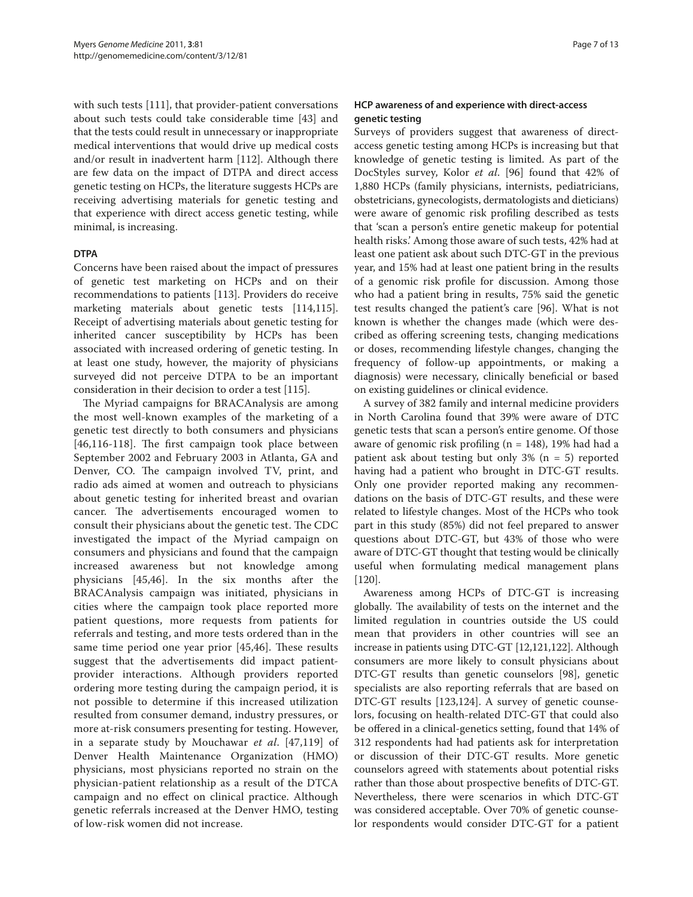with such tests [111], that provider-patient conversations about such tests could take considerable time [43] and that the tests could result in unnecessary or inappropriate medical interventions that would drive up medical costs and/or result in inadvertent harm [112]. Although there are few data on the impact of DTPA and direct access genetic testing on HCPs, the literature suggests HCPs are receiving advertising materials for genetic testing and that experience with direct access genetic testing, while minimal, is increasing.

### DTPA

Concerns have been raised about the impact of pressures of genetic test marketing on HCPs and on their recommendations to patients [113]. Providers do receive marketing materials about genetic tests [114,115]. Receipt of advertising materials about genetic testing for inherited cancer susceptibility by HCPs has been associated with increased ordering of genetic testing. In at least one study, however, the majority of physicians surveyed did not perceive DTPA to be an important consideration in their decision to order a test [115].

The Myriad campaigns for BRACAnalysis are among the most well-known examples of the marketing of a genetic test directly to both consumers and physicians [46,116-118]. The first campaign took place between September 2002 and February 2003 in Atlanta, GA and Denver, CO. The campaign involved TV, print, and radio ads aimed at women and outreach to physicians about genetic testing for inherited breast and ovarian cancer. The advertisements encouraged women to consult their physicians about the genetic test. The CDC investigated the impact of the Myriad campaign on consumers and physicians and found that the campaign increased awareness but not knowledge among physicians [45,46]. In the six months after the BRACAnalysis campaign was initiated, physicians in cities where the campaign took place reported more patient questions, more requests from patients for referrals and testing, and more tests ordered than in the same time period one year prior [45,46]. These results suggest that the advertisements did impact patient-provider interactions. Although providers reported ordering more testing during the campaign period, it is not possible to determine if this increased utilization resulted from consumer demand, industry pressures, or more at-risk consumers presenting for testing. However, in a separate study by Mouchawar *et al*. [47,119] of Denver Health Maintenance Organization (HMO) physicians, most physicians reported no strain on the physician-patient relationship as a result of the DTCA campaign and no effect on clinical practice. Although genetic referrals increased at the Denver HMO, testing of low-risk women did not increase.

### HCP awareness of and experience with direct-access genetic testing

Surveys of providers suggest that awareness of direct-access genetic testing among HCPs is increasing but that knowledge of genetic testing is limited. As part of the DocStyles survey, Kolor *et al*. [96] found that 42% of 1,880 HCPs (family physicians, internists, pediatricians, obstetricians, gynecologists, dermatologists and dieticians) were aware of genomic risk profiling described as tests that 'scan a person's entire genetic makeup for potential health risks.' Among those aware of such tests, 42% had at least one patient ask about such DTC-GT in the previous year, and 15% had at least one patient bring in the results of a genomic risk profile for discussion. Among those who had a patient bring in results, 75% said the genetic test results changed the patient's care [96]. What is not known is whether the changes made (which were described as offering screening tests, changing medications or doses, recommending lifestyle changes, changing the frequency of follow-up appointments, or making a diagnosis) were necessary, clinically beneficial or based on existing guidelines or clinical evidence.

A survey of 382 family and internal medicine providers in North Carolina found that 39% were aware of DTC genetic tests that scan a person's entire genome. Of those aware of genomic risk profiling (n = 148), 19% had had a patient ask about testing but only 3% (n = 5) reported having had a patient who brought in DTC-GT results. Only one provider reported making any recommendations on the basis of DTC-GT results, and these were related to lifestyle changes. Most of the HCPs who took part in this study (85%) did not feel prepared to answer questions about DTC-GT, but 43% of those who were aware of DTC-GT thought that testing would be clinically useful when formulating medical management plans [120].

Awareness among HCPs of DTC-GT is increasing globally. The availability of tests on the internet and the limited regulation in countries outside the US could mean that providers in other countries will see an increase in patients using DTC-GT [12,121,122]. Although consumers are more likely to consult physicians about DTC-GT results than genetic counselors [98], genetic specialists are also reporting referrals that are based on DTC-GT results [123,124]. A survey of genetic counselors, focusing on health-related DTC-GT that could also be offered in a clinical-genetics setting, found that 14% of 312 respondents had had patients ask for interpretation or discussion of their DTC-GT results. More genetic counselors agreed with statements about potential risks rather than those about prospective benefits of DTC-GT. Nevertheless, there were scenarios in which DTC-GT was considered acceptable. Over 70% of genetic counselor respondents would consider DTC-GT for a patient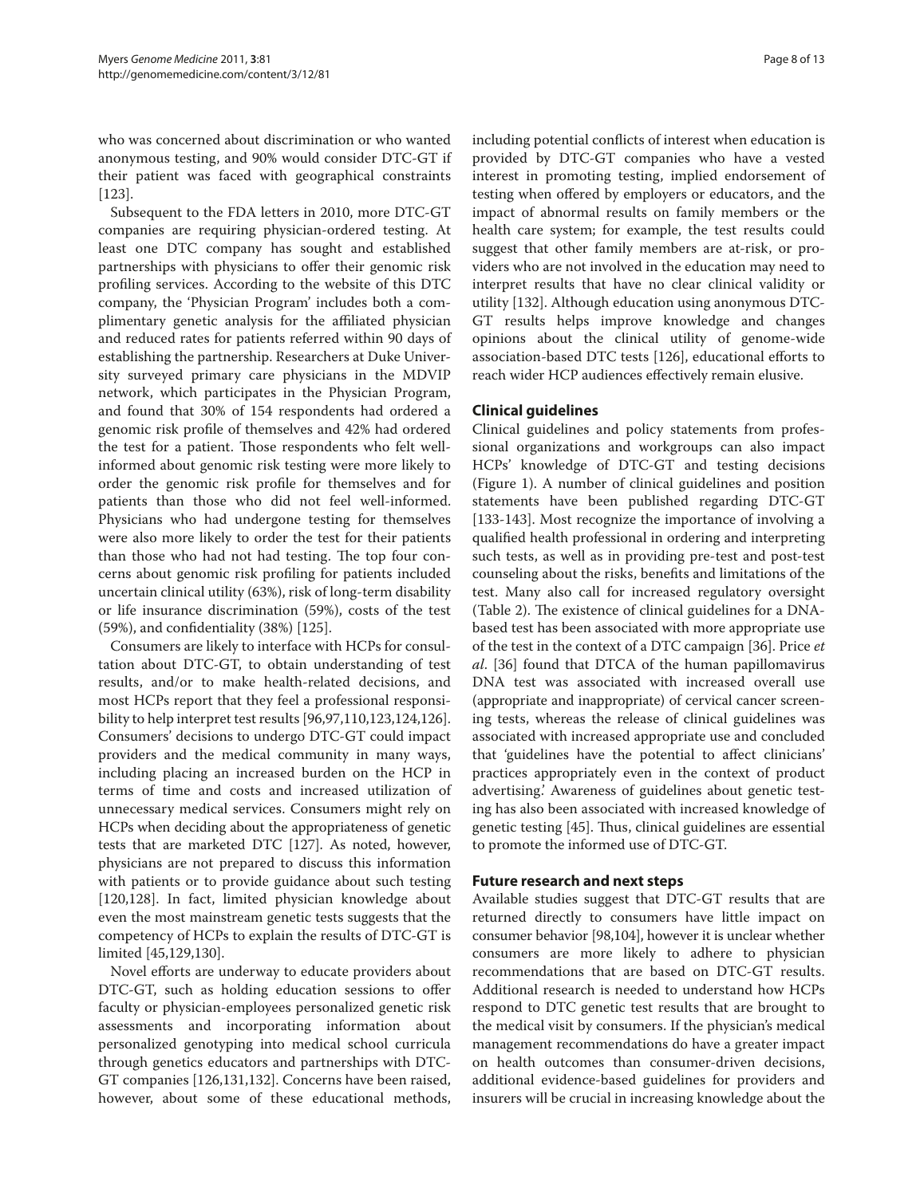who was concerned about discrimination or who wanted anonymous testing, and 90% would consider DTC-GT if their patient was faced with geographical constraints [123].

Subsequent to the FDA letters in 2010, more DTC-GT companies are requiring physician-ordered testing. At least one DTC company has sought and established partnerships with physicians to offer their genomic risk profiling services. According to the website of this DTC company, the 'Physician Program' includes both a complimentary genetic analysis for the affiliated physician and reduced rates for patients referred within 90 days of establishing the partnership. Researchers at Duke University surveyed primary care physicians in the MDVIP network, which participates in the Physician Program, and found that 30% of 154 respondents had ordered a genomic risk profile of themselves and 42% had ordered the test for a patient. Those respondents who felt well-informed about genomic risk testing were more likely to order the genomic risk profile for themselves and for patients than those who did not feel well-informed. Physicians who had undergone testing for themselves were also more likely to order the test for their patients than those who had not had testing. The top four concerns about genomic risk profiling for patients included uncertain clinical utility (63%), risk of long-term disability or life insurance discrimination (59%), costs of the test (59%), and confidentiality (38%) [125].

Consumers are likely to interface with HCPs for consultation about DTC-GT, to obtain understanding of test results, and/or to make health-related decisions, and most HCPs report that they feel a professional responsibility to help interpret test results [96,97,110,123,124,126]. Consumers' decisions to undergo DTC-GT could impact providers and the medical community in many ways, including placing an increased burden on the HCP in terms of time and costs and increased utilization of unnecessary medical services. Consumers might rely on HCPs when deciding about the appropriateness of genetic tests that are marketed DTC [127]. As noted, however, physicians are not prepared to discuss this information with patients or to provide guidance about such testing [120,128]. In fact, limited physician knowledge about even the most mainstream genetic tests suggests that the competency of HCPs to explain the results of DTC-GT is limited [45,129,130].

Novel efforts are underway to educate providers about DTC-GT, such as holding education sessions to offer faculty or physician-employees personalized genetic risk assessments and incorporating information about personalized genotyping into medical school curricula through genetics educators and partnerships with DTC-GT companies [126,131,132]. Concerns have been raised, however, about some of these educational methods, including potential conflicts of interest when education is provided by DTC-GT companies who have a vested interest in promoting testing, implied endorsement of testing when offered by employers or educators, and the impact of abnormal results on family members or the health care system; for example, the test results could suggest that other family members are at-risk, or providers who are not involved in the education may need to interpret results that have no clear clinical validity or utility [132]. Although education using anonymous DTC-GT results helps improve knowledge and changes opinions about the clinical utility of genome-wide association-based DTC tests [126], educational efforts to reach wider HCP audiences effectively remain elusive.

## Clinical guidelines

Clinical guidelines and policy statements from professional organizations and workgroups can also impact HCPs' knowledge of DTC-GT and testing decisions (Figure 1). A number of clinical guidelines and position statements have been published regarding DTC-GT [133-143]. Most recognize the importance of involving a qualified health professional in ordering and interpreting such tests, as well as in providing pre-test and post-test counseling about the risks, benefits and limitations of the test. Many also call for increased regulatory oversight (Table 2). The existence of clinical guidelines for a DNA-based test has been associated with more appropriate use of the test in the context of a DTC campaign [36]. Price *et al.* [36] found that DTCA of the human papillomavirus DNA test was associated with increased overall use (appropriate and inappropriate) of cervical cancer screening tests, whereas the release of clinical guidelines was associated with increased appropriate use and concluded that 'guidelines have the potential to affect clinicians' practices appropriately even in the context of product advertising.' Awareness of guidelines about genetic testing has also been associated with increased knowledge of genetic testing [45]. Thus, clinical guidelines are essential to promote the informed use of DTC-GT.

## Future research and next steps

Available studies suggest that DTC-GT results that are returned directly to consumers have little impact on consumer behavior [98,104], however it is unclear whether consumers are more likely to adhere to physician recommendations that are based on DTC-GT results. Additional research is needed to understand how HCPs respond to DTC genetic test results that are brought to the medical visit by consumers. If the physician's medical management recommendations do have a greater impact on health outcomes than consumer-driven decisions, additional evidence-based guidelines for providers and insurers will be crucial in increasing knowledge about the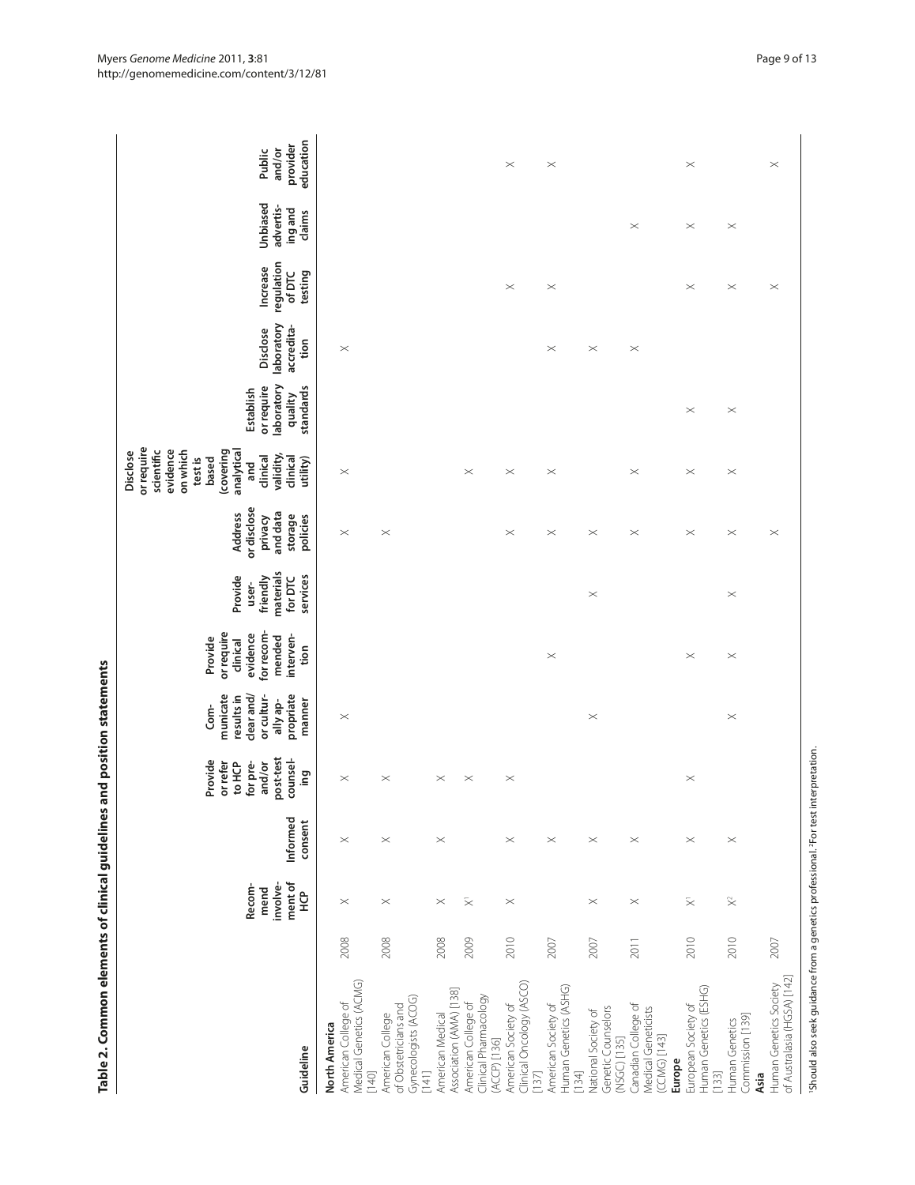**Table 2. Common elements of clinical guidelines and position statements**

| Guideline | | Recommend involvement of HCP | Informed consent | Provide or refer to HCP for pre- and/or post-test counseling | Communicate results in clear and/or culturally appropriate manner | Provide or require clinical evidence for recommended intervention | Provide user-friendly materials for DTC services | Address or disclose privacy and data storage policies | Disclose or require scientific evidence on which test is based (covering analytical and clinical validity, clinical utility) | Establish or require laboratory quality standards | Disclose laboratory accreditation | Increase regulation of DTC testing | Unbiased advertising and claims | Public and/or provider education |
|---|---|---|---|---|---|---|---|---|---|---|---|---|---|---|
| **North America** | | | | | | | | | | | | | | |
| American College of Medical Genetics (ACMG) [140] | 2008 | × | × | × | × | | | × | × | | × | | | |
| American College of Obstetricians and Gynecologists (ACOG) [141] | 2008 | × | × | × | | | | × | | | | | | |
| American Medical Association (AMA) [138] | 2008 | × | × | × | | | | | | | | | | |
| American College of Clinical Pharmacology (ACCP) [136] | 2009 | ×[1] | | × | | | | | × | | | | | |
| American Society of Clinical Oncology (ASCO) [137] | 2010 | × | × | × | | | | × | × | | | × | | × |
| American Society of Human Genetics (ASHG) [134] | 2007 | | × | | | × | | × | × | | × | × | | × |
| National Society of Genetic Counselors (NSGC) [135] | 2007 | × | × | | × | | × | × | | | × | | | |
| Canadian College of Medical Geneticists (CCMG) [143] | 2011 | × | × | | | | | × | × | | × | | × | |
| **Europe** | | | | | | | | | | | | | | |
| European Society of Human Genetics (ESHG) [133] | 2010 | ×[1] | × | × | | × | | × | × | × | | × | × | × |
| Human Genetics Commission [139] | 2010 | ×[2] | × | | × | × | × | × | × | × | | × | × | |
| **Asia** | | | | | | | | | | | | | | |
| Human Genetics Society of Australasia (HGSA) [142] | 2007 | | | | | | | × | | | | × | | × |

[1]Should also seek guidance from a genetics professional. [2]For test interpretation.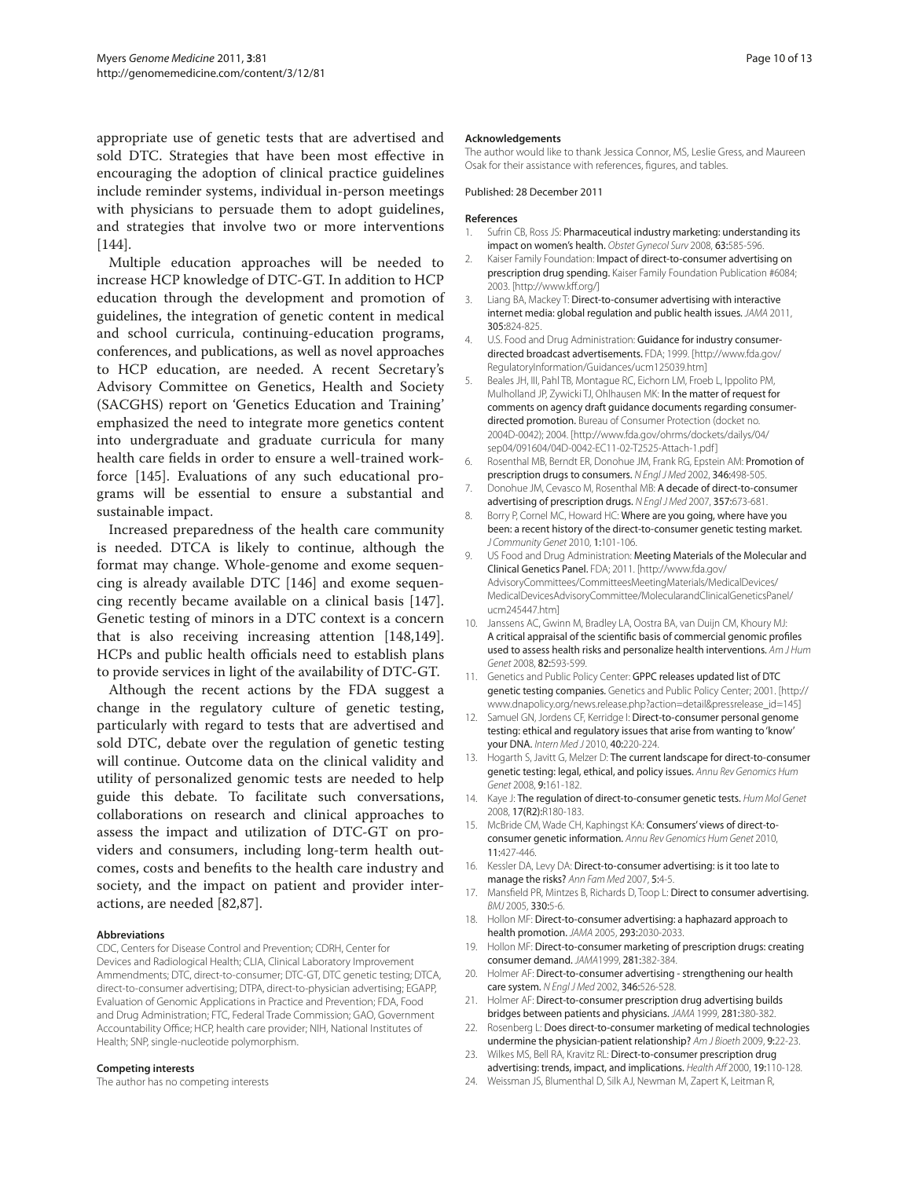appropriate use of genetic tests that are advertised and sold DTC. Strategies that have been most effective in encouraging the adoption of clinical practice guidelines include reminder systems, individual in-person meetings with physicians to persuade them to adopt guidelines, and strategies that involve two or more interventions [144].

Multiple education approaches will be needed to increase HCP knowledge of DTC-GT. In addition to HCP education through the development and promotion of guidelines, the integration of genetic content in medical and school curricula, continuing-education programs, conferences, and publications, as well as novel approaches to HCP education, are needed. A recent Secretary's Advisory Committee on Genetics, Health and Society (SACGHS) report on 'Genetics Education and Training' emphasized the need to integrate more genetics content into undergraduate and graduate curricula for many health care fields in order to ensure a well-trained workforce [145]. Evaluations of any such educational programs will be essential to ensure a substantial and sustainable impact.

Increased preparedness of the health care community is needed. DTCA is likely to continue, although the format may change. Whole-genome and exome sequencing is already available DTC [146] and exome sequencing recently became available on a clinical basis [147]. Genetic testing of minors in a DTC context is a concern that is also receiving increasing attention [148,149]. HCPs and public health officials need to establish plans to provide services in light of the availability of DTC-GT.

Although the recent actions by the FDA suggest a change in the regulatory culture of genetic testing, particularly with regard to tests that are advertised and sold DTC, debate over the regulation of genetic testing will continue. Outcome data on the clinical validity and utility of personalized genomic tests are needed to help guide this debate. To facilitate such conversations, collaborations on research and clinical approaches to assess the impact and utilization of DTC-GT on providers and consumers, including long-term health outcomes, costs and benefits to the health care industry and society, and the impact on patient and provider interactions, are needed [82,87].

#### Abbreviations

CDC, Centers for Disease Control and Prevention; CDRH, Center for Devices and Radiological Health; CLIA, Clinical Laboratory Improvement Ammendments; DTC, direct-to-consumer; DTC-GT, DTC genetic testing; DTCA, direct-to-consumer advertising; DTPA, direct-to-physician advertising; EGAPP, Evaluation of Genomic Applications in Practice and Prevention; FDA, Food and Drug Administration; FTC, Federal Trade Commission; GAO, Government Accountability Office; HCP, health care provider; NIH, National Institutes of Health; SNP, single-nucleotide polymorphism.

#### Competing interests

The author has no competing interests

#### Acknowledgements

The author would like to thank Jessica Connor, MS, Leslie Gress, and Maureen Osak for their assistance with references, figures, and tables.

Published: 28 December 2011

#### References

1. Sufrin CB, Ross JS: **Pharmaceutical industry marketing: understanding its impact on women's health.** *Obstet Gynecol Surv* 2008, **63:**585-596.
2. Kaiser Family Foundation: **Impact of direct-to-consumer advertising on prescription drug spending.** Kaiser Family Foundation Publication #6084; 2003. [http://www.kff.org/]
3. Liang BA, Mackey T: **Direct-to-consumer advertising with interactive internet media: global regulation and public health issues.** *JAMA* 2011, **305:**824-825.
4. U.S. Food and Drug Administration: **Guidance for industry consumer-directed broadcast advertisements.** FDA; 1999. [http://www.fda.gov/RegulatoryInformation/Guidances/ucm125039.htm]
5. Beales JH, III, Pahl TB, Montague RC, Eichorn LM, Froeb L, Ippolito PM, Mulholland JP, Zywicki TJ, Ohlhausen MK: **In the matter of request for comments on agency draft guidance documents regarding consumer-directed promotion.** Bureau of Consumer Protection (docket no. 2004D-0042); 2004. [http://www.fda.gov/ohrms/dockets/dailys/04/sep04/091604/04D-0042-EC11-02-T2525-Attach-1.pdf]
6. Rosenthal MB, Berndt ER, Donohue JM, Frank RG, Epstein AM: **Promotion of prescription drugs to consumers.** *N Engl J Med* 2002, **346:**498-505.
7. Donohue JM, Cevasco M, Rosenthal MB: **A decade of direct-to-consumer advertising of prescription drugs.** *N Engl J Med* 2007, **357:**673-681.
8. Borry P, Cornel MC, Howard HC: **Where are you going, where have you been: a recent history of the direct-to-consumer genetic testing market.** *J Community Genet* 2010, **1:**101-106.
9. US Food and Drug Administration: **Meeting Materials of the Molecular and Clinical Genetics Panel.** FDA; 2011. [http://www.fda.gov/AdvisoryCommittees/CommitteesMeetingMaterials/MedicalDevices/MedicalDevicesAdvisoryCommittee/MolecularandClinicalGeneticsPanel/ucm245447.htm]
10. Janssens AC, Gwinn M, Bradley LA, Oostra BA, van Duijn CM, Khoury MJ: **A critical appraisal of the scientific basis of commercial genomic profiles used to assess health risks and personalize health interventions.** *Am J Hum Genet* 2008, **82:**593-599.
11. Genetics and Public Policy Center: **GPPC releases updated list of DTC genetic testing companies.** Genetics and Public Policy Center; 2001. [http://www.dnapolicy.org/news.release.php?action=detail&pressrelease_id=145]
12. Samuel GN, Jordens CF, Kerridge I: **Direct-to-consumer personal genome testing: ethical and regulatory issues that arise from wanting to 'know' your DNA.** *Intern Med J* 2010, **40:**220-224.
13. Hogarth S, Javitt G, Melzer D: **The current landscape for direct-to-consumer genetic testing: legal, ethical, and policy issues.** *Annu Rev Genomics Hum Genet* 2008, **9:**161-182.
14. Kaye J: **The regulation of direct-to-consumer genetic tests.** *Hum Mol Genet* 2008, **17(R2):**R180-183.
15. McBride CM, Wade CH, Kaphingst KA: **Consumers' views of direct-to-consumer genetic information.** *Annu Rev Genomics Hum Genet* 2010, **11:**427-446.
16. Kessler DA, Levy DA: **Direct-to-consumer advertising: is it too late to manage the risks?** *Ann Fam Med* 2007, **5:**4-5.
17. Mansfield PR, Mintzes B, Richards D, Toop L: **Direct to consumer advertising.** *BMJ* 2005, **330:**5-6.
18. Hollon MF: **Direct-to-consumer advertising: a haphazard approach to health promotion.** *JAMA* 2005, **293:**2030-2033.
19. Hollon MF: **Direct-to-consumer marketing of prescription drugs: creating consumer demand.** *JAMA*1999, **281:**382-384.
20. Holmer AF: **Direct-to-consumer advertising - strengthening our health care system.** *N Engl J Med* 2002, **346:**526-528.
21. Holmer AF: **Direct-to-consumer prescription drug advertising builds bridges between patients and physicians.** *JAMA* 1999, **281:**380-382.
22. Rosenberg L: **Does direct-to-consumer marketing of medical technologies undermine the physician-patient relationship?** *Am J Bioeth* 2009, **9:**22-23.
23. Wilkes MS, Bell RA, Kravitz RL: **Direct-to-consumer prescription drug advertising: trends, impact, and implications.** *Health Aff* 2000, **19:**110-128.
24. Weissman JS, Blumenthal D, Silk AJ, Newman M, Zapert K, Leitman R,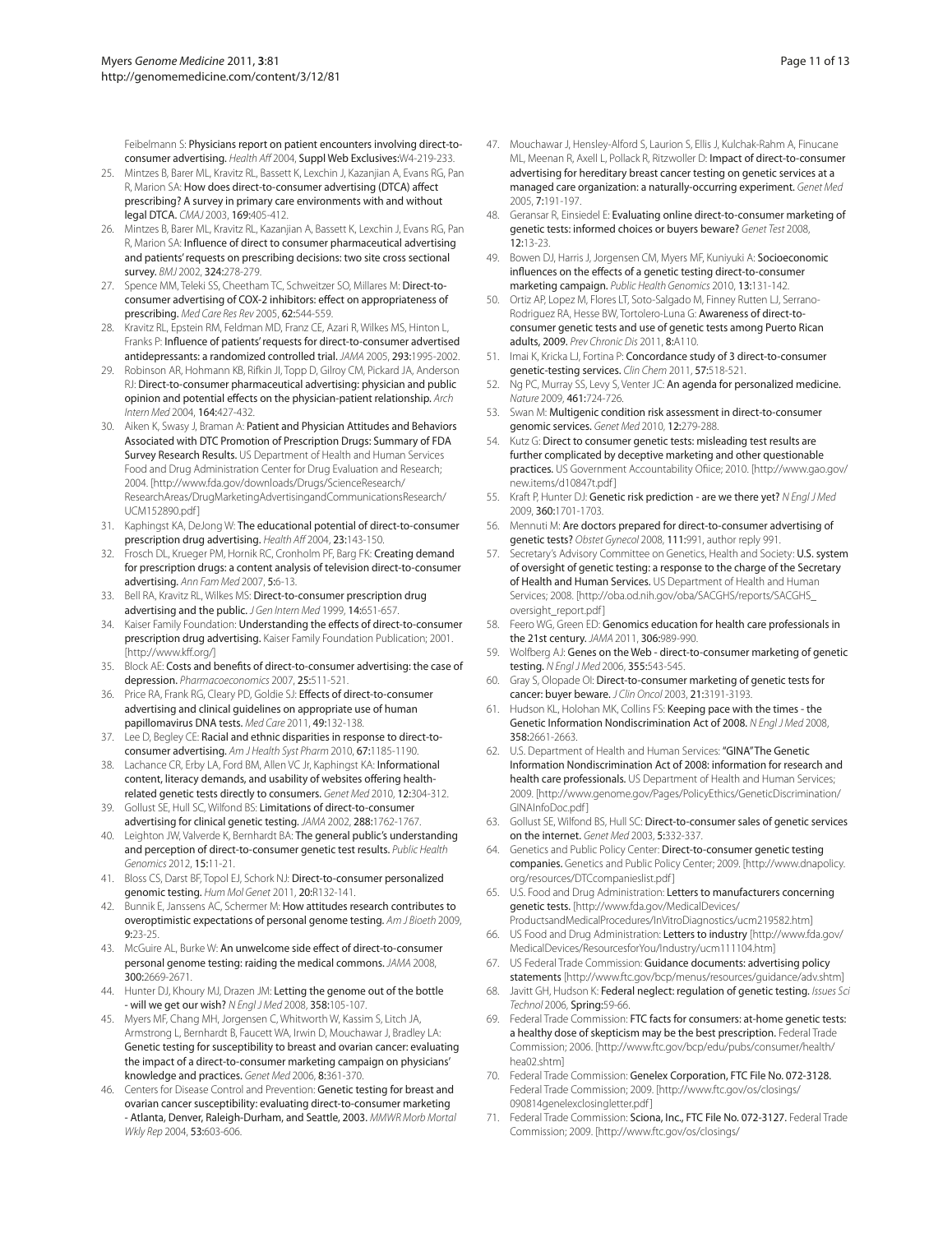Feibelmann S: **Physicians report on patient encounters involving direct-to-consumer advertising.** *Health Aff* 2004, **Suppl Web Exclusives:**W4-219-233.

25. Mintzes B, Barer ML, Kravitz RL, Bassett K, Lexchin J, Kazanjian A, Evans RG, Pan R, Marion SA: **How does direct-to-consumer advertising (DTCA) affect prescribing? A survey in primary care environments with and without legal DTCA.** *CMAJ* 2003, **169:**405-412.
26. Mintzes B, Barer ML, Kravitz RL, Kazanjian A, Bassett K, Lexchin J, Evans RG, Pan R, Marion SA: **Influence of direct to consumer pharmaceutical advertising and patients' requests on prescribing decisions: two site cross sectional survey.** *BMJ* 2002, **324:**278-279.
27. Spence MM, Teleki SS, Cheetham TC, Schweitzer SO, Millares M: **Direct-to-consumer advertising of COX-2 inhibitors: effect on appropriateness of prescribing.** *Med Care Res Rev* 2005, **62:**544-559.
28. Kravitz RL, Epstein RM, Feldman MD, Franz CE, Azari R, Wilkes MS, Hinton L, Franks P: **Influence of patients' requests for direct-to-consumer advertised antidepressants: a randomized controlled trial.** *JAMA* 2005, **293:**1995-2002.
29. Robinson AR, Hohmann KB, Rifkin JI, Topp D, Gilroy CM, Pickard JA, Anderson RJ: **Direct-to-consumer pharmaceutical advertising: physician and public opinion and potential effects on the physician-patient relationship.** *Arch Intern Med* 2004, **164:**427-432.
30. Aiken K, Swasy J, Braman A: **Patient and Physician Attitudes and Behaviors Associated with DTC Promotion of Prescription Drugs: Summary of FDA Survey Research Results.** US Department of Health and Human Services Food and Drug Administration Center for Drug Evaluation and Research; 2004. [http://www.fda.gov/downloads/Drugs/ScienceResearch/ResearchAreas/DrugMarketingAdvertisingandCommunicationsResearch/UCM152890.pdf]
31. Kaphingst KA, DeJong W: **The educational potential of direct-to-consumer prescription drug advertising.** *Health Aff* 2004, **23:**143-150.
32. Frosch DL, Krueger PM, Hornik RC, Cronholm PF, Barg FK: **Creating demand for prescription drugs: a content analysis of television direct-to-consumer advertising.** *Ann Fam Med* 2007, **5:**6-13.
33. Bell RA, Kravitz RL, Wilkes MS: **Direct-to-consumer prescription drug advertising and the public.** *J Gen Intern Med* 1999, **14:**651-657.
34. Kaiser Family Foundation: **Understanding the effects of direct-to-consumer prescription drug advertising.** Kaiser Family Foundation Publication; 2001. [http://www.kff.org/]
35. Block AE: **Costs and benefits of direct-to-consumer advertising: the case of depression.** *Pharmacoeconomics* 2007, **25:**511-521.
36. Price RA, Frank RG, Cleary PD, Goldie SJ: **Effects of direct-to-consumer advertising and clinical guidelines on appropriate use of human papillomavirus DNA tests.** *Med Care* 2011, **49:**132-138.
37. Lee D, Begley CE: **Racial and ethnic disparities in response to direct-to-consumer advertising.** *Am J Health Syst Pharm* 2010, **67:**1185-1190.
38. Lachance CR, Erby LA, Ford BM, Allen VC Jr, Kaphingst KA: **Informational content, literacy demands, and usability of websites offering health-related genetic tests directly to consumers.** *Genet Med* 2010, **12:**304-312.
39. Gollust SE, Hull SC, Wilfond BS: **Limitations of direct-to-consumer advertising for clinical genetic testing.** *JAMA* 2002, **288:**1762-1767.
40. Leighton JW, Valverde K, Bernhardt BA: **The general public's understanding and perception of direct-to-consumer genetic test results.** *Public Health Genomics* 2012, **15:**11-21.
41. Bloss CS, Darst BF, Topol EJ, Schork NJ: **Direct-to-consumer personalized genomic testing.** *Hum Mol Genet* 2011, **20:**R132-141.
42. Bunnik E, Janssens AC, Schermer M: **How attitudes research contributes to overoptimistic expectations of personal genome testing.** *Am J Bioeth* 2009, **9:**23-25.
43. McGuire AL, Burke W: **An unwelcome side effect of direct-to-consumer personal genome testing: raiding the medical commons.** *JAMA* 2008, **300:**2669-2671.
44. Hunter DJ, Khoury MJ, Drazen JM: **Letting the genome out of the bottle - will we get our wish?** *N Engl J Med* 2008, **358:**105-107.
45. Myers MF, Chang MH, Jorgensen C, Whitworth W, Kassim S, Litch JA, Armstrong L, Bernhardt B, Faucett WA, Irwin D, Mouchawar J, Bradley LA: **Genetic testing for susceptibility to breast and ovarian cancer: evaluating the impact of a direct-to-consumer marketing campaign on physicians' knowledge and practices.** *Genet Med* 2006, **8:**361-370.
46. Centers for Disease Control and Prevention: **Genetic testing for breast and ovarian cancer susceptibility: evaluating direct-to-consumer marketing - Atlanta, Denver, Raleigh-Durham, and Seattle, 2003.** *MMWR Morb Mortal Wkly Rep* 2004, **53:**603-606.
47. Mouchawar J, Hensley-Alford S, Laurion S, Ellis J, Kulchak-Rahm A, Finucane ML, Meenan R, Axell L, Pollack R, Ritzwoller D: **Impact of direct-to-consumer advertising for hereditary breast cancer testing on genetic services at a managed care organization: a naturally-occurring experiment.** *Genet Med* 2005, **7:**191-197.
48. Geransar R, Einsiedel E: **Evaluating online direct-to-consumer marketing of genetic tests: informed choices or buyers beware?** *Genet Test* 2008, **12:**13-23.
49. Bowen DJ, Harris J, Jorgensen CM, Myers MF, Kuniyuki A: **Socioeconomic influences on the effects of a genetic testing direct-to-consumer marketing campaign.** *Public Health Genomics* 2010, **13:**131-142.
50. Ortiz AP, Lopez M, Flores LT, Soto-Salgado M, Finney Rutten LJ, Serrano-Rodriguez RA, Hesse BW, Tortolero-Luna G: **Awareness of direct-to-consumer genetic tests and use of genetic tests among Puerto Rican adults, 2009.** *Prev Chronic Dis* 2011, **8:**A110.
51. Imai K, Kricka LJ, Fortina P: **Concordance study of 3 direct-to-consumer genetic-testing services.** *Clin Chem* 2011, **57:**518-521.
52. Ng PC, Murray SS, Levy S, Venter JC: **An agenda for personalized medicine.** *Nature* 2009, **461:**724-726.
53. Swan M: **Multigenic condition risk assessment in direct-to-consumer genomic services.** *Genet Med* 2010, **12:**279-288.
54. Kutz G: **Direct to consumer genetic tests: misleading test results are further complicated by deceptive marketing and other questionable practices.** US Government Accountability Ofiice; 2010. [http://www.gao.gov/new.items/d10847t.pdf]
55. Kraft P, Hunter DJ: **Genetic risk prediction - are we there yet?** *N Engl J Med* 2009, **360:**1701-1703.
56. Mennuti M: **Are doctors prepared for direct-to-consumer advertising of genetic tests?** *Obstet Gynecol* 2008, **111:**991, author reply 991.
57. Secretary's Advisory Committee on Genetics, Health and Society: **U.S. system of oversight of genetic testing: a response to the charge of the Secretary of Health and Human Services.** US Department of Health and Human Services; 2008. [http://oba.od.nih.gov/oba/SACGHS/reports/SACGHS_oversight_report.pdf]
58. Feero WG, Green ED: **Genomics education for health care professionals in the 21st century.** *JAMA* 2011, **306:**989-990.
59. Wolfberg AJ: **Genes on the Web - direct-to-consumer marketing of genetic testing.** *N Engl J Med* 2006, **355:**543-545.
60. Gray S, Olopade OI: **Direct-to-consumer marketing of genetic tests for cancer: buyer beware.** *J Clin Oncol* 2003, **21:**3191-3193.
61. Hudson KL, Holohan MK, Collins FS: **Keeping pace with the times - the Genetic Information Nondiscrimination Act of 2008.** *N Engl J Med* 2008, **358:**2661-2663.
62. U.S. Department of Health and Human Services: **"GINA" The Genetic Information Nondiscrimination Act of 2008: information for research and health care professionals.** US Department of Health and Human Services; 2009. [http://www.genome.gov/Pages/PolicyEthics/GeneticDiscrimination/GINAInfoDoc.pdf]
63. Gollust SE, Wilfond BS, Hull SC: **Direct-to-consumer sales of genetic services on the internet.** *Genet Med* 2003, **5:**332-337.
64. Genetics and Public Policy Center: **Direct-to-consumer genetic testing companies.** Genetics and Public Policy Center; 2009. [http://www.dnapolicy.org/resources/DTCcompanieslist.pdf]
65. U.S. Food and Drug Administration: **Letters to manufacturers concerning genetic tests.** [http://www.fda.gov/MedicalDevices/ProductsandMedicalProcedures/InVitroDiagnostics/ucm219582.htm]
66. US Food and Drug Administration: **Letters to industry** [http://www.fda.gov/MedicalDevices/ResourcesforYou/Industry/ucm111104.htm]
67. US Federal Trade Commission: **Guidance documents: advertising policy statements** [http://www.ftc.gov/bcp/menus/resources/guidance/adv.shtm]
68. Javitt GH, Hudson K: **Federal neglect: regulation of genetic testing.** *Issues Sci Technol* 2006, **Spring:**59-66.
69. Federal Trade Commission: **FTC facts for consumers: at-home genetic tests: a healthy dose of skepticism may be the best prescription.** Federal Trade Commission; 2006. [http://www.ftc.gov/bcp/edu/pubs/consumer/health/hea02.shtm]
70. Federal Trade Commission: **Genelex Corporation, FTC File No. 072-3128.** Federal Trade Commission; 2009. [http://www.ftc.gov/os/closings/090814genelexclosingletter.pdf]
71. Federal Trade Commission: **Sciona, Inc., FTC File No. 072-3127.** Federal Trade Commission; 2009. [http://www.ftc.gov/os/closings/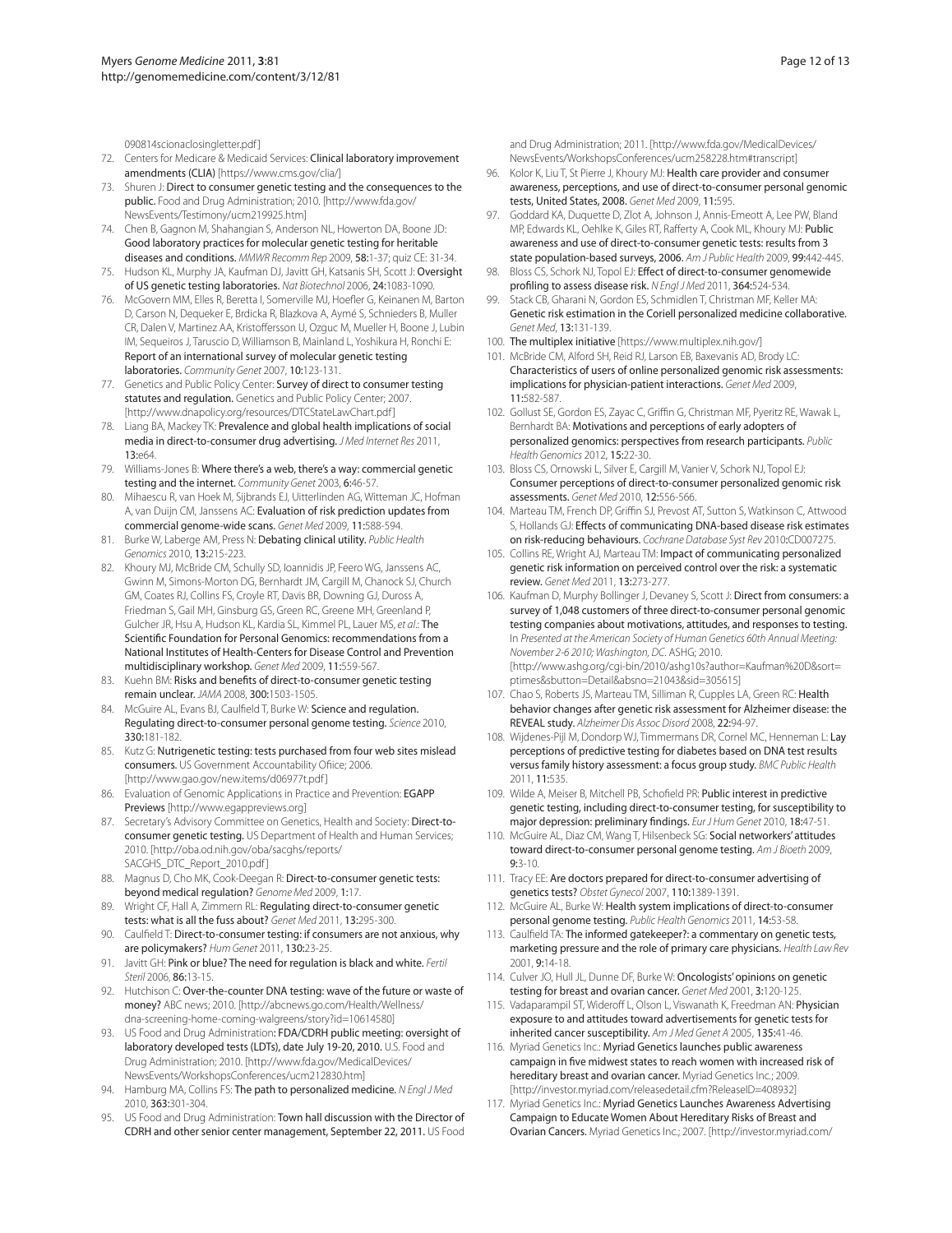090814scionaclosingletter.pdf]

72. Centers for Medicare & Medicaid Services: **Clinical laboratory improvement amendments (CLIA)** [https://www.cms.gov/clia/]
73. Shuren J: **Direct to consumer genetic testing and the consequences to the public.** Food and Drug Administration; 2010. [http://www.fda.gov/NewsEvents/Testimony/ucm219925.htm]
74. Chen B, Gagnon M, Shahangian S, Anderson NL, Howerton DA, Boone JD: **Good laboratory practices for molecular genetic testing for heritable diseases and conditions.** *MMWR Recomm Rep* 2009, **58:**1-37; quiz CE: 31-34.
75. Hudson KL, Murphy JA, Kaufman DJ, Javitt GH, Katsanis SH, Scott J: **Oversight of US genetic testing laboratories.** *Nat Biotechnol* 2006, **24:**1083-1090.
76. McGovern MM, Elles R, Beretta I, Somerville MJ, Hoefler G, Keinanen M, Barton D, Carson N, Dequeker E, Brdicka R, Blazkova A, Aymé S, Schnieders B, Muller CR, Dalen V, Martinez AA, Kristoffersson U, Ozguc M, Mueller H, Boone J, Lubin IM, Sequeiros J, Taruscio D, Williamson B, Mainland L, Yoshikura H, Ronchi E: **Report of an international survey of molecular genetic testing laboratories.** *Community Genet* 2007, **10:**123-131.
77. Genetics and Public Policy Center: **Survey of direct to consumer testing statutes and regulation.** Genetics and Public Policy Center; 2007. [http://www.dnapolicy.org/resources/DTCStateLawChart.pdf]
78. Liang BA, Mackey TK: **Prevalence and global health implications of social media in direct-to-consumer drug advertising.** *J Med Internet Res* 2011, **13:**e64.
79. Williams-Jones B: **Where there's a web, there's a way: commercial genetic testing and the internet.** *Community Genet* 2003, **6:**46-57.
80. Mihaescu R, van Hoek M, Sijbrands EJ, Uitterlinden AG, Witteman JC, Hofman A, van Duijn CM, Janssens AC: **Evaluation of risk prediction updates from commercial genome-wide scans.** *Genet Med* 2009, **11:**588-594.
81. Burke W, Laberge AM, Press N: **Debating clinical utility.** *Public Health Genomics* 2010, **13:**215-223.
82. Khoury MJ, McBride CM, Schully SD, Ioannidis JP, Feero WG, Janssens AC, Gwinn M, Simons-Morton DG, Bernhardt JM, Cargill M, Chanock SJ, Church GM, Coates RJ, Collins FS, Croyle RT, Davis BR, Downing GJ, Duross A, Friedman S, Gail MH, Ginsburg GS, Green RC, Greene MH, Greenland P, Gulcher JR, Hsu A, Hudson KL, Kardia SL, Kimmel PL, Lauer MS, *et al.*: **The Scientific Foundation for Personal Genomics: recommendations from a National Institutes of Health-Centers for Disease Control and Prevention multidisciplinary workshop.** *Genet Med* 2009, **11:**559-567.
83. Kuehn BM: **Risks and benefits of direct-to-consumer genetic testing remain unclear.** *JAMA* 2008, **300:**1503-1505.
84. McGuire AL, Evans BJ, Caulfield T, Burke W: **Science and regulation. Regulating direct-to-consumer personal genome testing.** *Science* 2010, **330:**181-182.
85. Kutz G: **Nutrigenetic testing: tests purchased from four web sites mislead consumers.** US Government Accountability Office; 2006. [http://www.gao.gov/new.items/d06977t.pdf]
86. Evaluation of Genomic Applications in Practice and Prevention: **EGAPP Previews** [http://www.egappreviews.org]
87. Secretary's Advisory Committee on Genetics, Health and Society: **Direct-to-consumer genetic testing.** US Department of Health and Human Services; 2010. [http://oba.od.nih.gov/oba/sacghs/reports/SACGHS_DTC_Report_2010.pdf]
88. Magnus D, Cho MK, Cook-Deegan R: **Direct-to-consumer genetic tests: beyond medical regulation?** *Genome Med* 2009, **1:**17.
89. Wright CF, Hall A, Zimmern RL: **Regulating direct-to-consumer genetic tests: what is all the fuss about?** *Genet Med* 2011, **13:**295-300.
90. Caulfield T: **Direct-to-consumer testing: if consumers are not anxious, why are policymakers?** *Hum Genet* 2011, **130:**23-25.
91. Javitt GH: **Pink or blue? The need for regulation is black and white.** *Fertil Steril* 2006, **86:**13-15.
92. Hutchison C: **Over-the-counter DNA testing: wave of the future or waste of money?** ABC news; 2010. [http://abcnews.go.com/Health/Wellness/dna-screening-home-coming-walgreens/story?id=10614580]
93. US Food and Drug Administration: **FDA/CDRH public meeting: oversight of laboratory developed tests (LDTs), date July 19-20, 2010.** U.S. Food and Drug Administration; 2010. [http://www.fda.gov/MedicalDevices/NewsEvents/WorkshopsConferences/ucm212830.htm]
94. Hamburg MA, Collins FS: **The path to personalized medicine.** *N Engl J Med* 2010, **363:**301-304.
95. US Food and Drug Administration: **Town hall discussion with the Director of CDRH and other senior center management, September 22, 2011.** US Food and Drug Administration; 2011. [http://www.fda.gov/MedicalDevices/NewsEvents/WorkshopsConferences/ucm258228.htm#transcript]
96. Kolor K, Liu T, St Pierre J, Khoury MJ: **Health care provider and consumer awareness, perceptions, and use of direct-to-consumer personal genomic tests, United States, 2008.** *Genet Med* 2009, **11:**595.
97. Goddard KA, Duquette D, Zlot A, Johnson J, Annis-Emeott A, Lee PW, Bland MP, Edwards KL, Oehlke K, Giles RT, Rafferty A, Cook ML, Khoury MJ: **Public awareness and use of direct-to-consumer genetic tests: results from 3 state population-based surveys, 2006.** *Am J Public Health* 2009, **99:**442-445.
98. Bloss CS, Schork NJ, Topol EJ: **Effect of direct-to-consumer genomewide profiling to assess disease risk.** *N Engl J Med* 2011, **364:**524-534.
99. Stack CB, Gharani N, Gordon ES, Schmidlen T, Christman MF, Keller MA: **Genetic risk estimation in the Coriell personalized medicine collaborative.** *Genet Med*, **13:**131-139.
100. **The multiplex initiative** [https://www.multiplex.nih.gov/]
101. McBride CM, Alford SH, Reid RJ, Larson EB, Baxevanis AD, Brody LC: **Characteristics of users of online personalized genomic risk assessments: implications for physician-patient interactions.** *Genet Med* 2009, **11:**582-587.
102. Gollust SE, Gordon ES, Zayac C, Griffin G, Christman MF, Pyeritz RE, Wawak L, Bernhardt BA: **Motivations and perceptions of early adopters of personalized genomics: perspectives from research participants.** *Public Health Genomics* 2012, **15:**22-30.
103. Bloss CS, Ornowski L, Silver E, Cargill M, Vanier V, Schork NJ, Topol EJ: **Consumer perceptions of direct-to-consumer personalized genomic risk assessments.** *Genet Med* 2010, **12:**556-566.
104. Marteau TM, French DP, Griffin SJ, Prevost AT, Sutton S, Watkinson C, Attwood S, Hollands GJ: **Effects of communicating DNA-based disease risk estimates on risk-reducing behaviours.** *Cochrane Database Syst Rev* 2010**:**CD007275.
105. Collins RE, Wright AJ, Marteau TM: **Impact of communicating personalized genetic risk information on perceived control over the risk: a systematic review.** *Genet Med* 2011, **13:**273-277.
106. Kaufman D, Murphy Bollinger J, Devaney S, Scott J: **Direct from consumers: a survey of 1,048 customers of three direct-to-consumer personal genomic testing companies about motivations, attitudes, and responses to testing.** In *Presented at the American Society of Human Genetics 60th Annual Meeting: November 2-6 2010; Washington, DC.* ASHG; 2010. [http://www.ashg.org/cgi-bin/2010/ashg10s?author=Kaufman%20D&sort=ptimes&sbutton=Detail&absno=21043&sid=305615]
107. Chao S, Roberts JS, Marteau TM, Silliman R, Cupples LA, Green RC: **Health behavior changes after genetic risk assessment for Alzheimer disease: the REVEAL study.** *Alzheimer Dis Assoc Disord* 2008, **22:**94-97.
108. Wijdenes-Pijl M, Dondorp WJ, Timmermans DR, Cornel MC, Henneman L: **Lay perceptions of predictive testing for diabetes based on DNA test results versus family history assessment: a focus group study.** *BMC Public Health* 2011, **11:**535.
109. Wilde A, Meiser B, Mitchell PB, Schofield PR: **Public interest in predictive genetic testing, including direct-to-consumer testing, for susceptibility to major depression: preliminary findings.** *Eur J Hum Genet* 2010, **18:**47-51.
110. McGuire AL, Diaz CM, Wang T, Hilsenbeck SG: **Social networkers' attitudes toward direct-to-consumer personal genome testing.** *Am J Bioeth* 2009, **9:**3-10.
111. Tracy EE: **Are doctors prepared for direct-to-consumer advertising of genetics tests?** *Obstet Gynecol* 2007, **110:**1389-1391.
112. McGuire AL, Burke W: **Health system implications of direct-to-consumer personal genome testing.** *Public Health Genomics* 2011, **14:**53-58.
113. Caulfield TA: **The informed gatekeeper?: a commentary on genetic tests, marketing pressure and the role of primary care physicians.** *Health Law Rev* 2001, **9:**14-18.
114. Culver JO, Hull JL, Dunne DF, Burke W: **Oncologists' opinions on genetic testing for breast and ovarian cancer.** *Genet Med* 2001, **3:**120-125.
115. Vadaparampil ST, Wideroff L, Olson L, Viswanath K, Freedman AN: **Physician exposure to and attitudes toward advertisements for genetic tests for inherited cancer susceptibility.** *Am J Med Genet A* 2005, **135:**41-46.
116. Myriad Genetics Inc.: **Myriad Genetics launches public awareness campaign in five midwest states to reach women with increased risk of hereditary breast and ovarian cancer.** Myriad Genetics Inc.; 2009. [http://investor.myriad.com/releasedetail.cfm?ReleaseID=408932]
117. Myriad Genetics Inc.: **Myriad Genetics Launches Awareness Advertising Campaign to Educate Women About Hereditary Risks of Breast and Ovarian Cancers.** Myriad Genetics Inc.; 2007. [http://investor.myriad.com/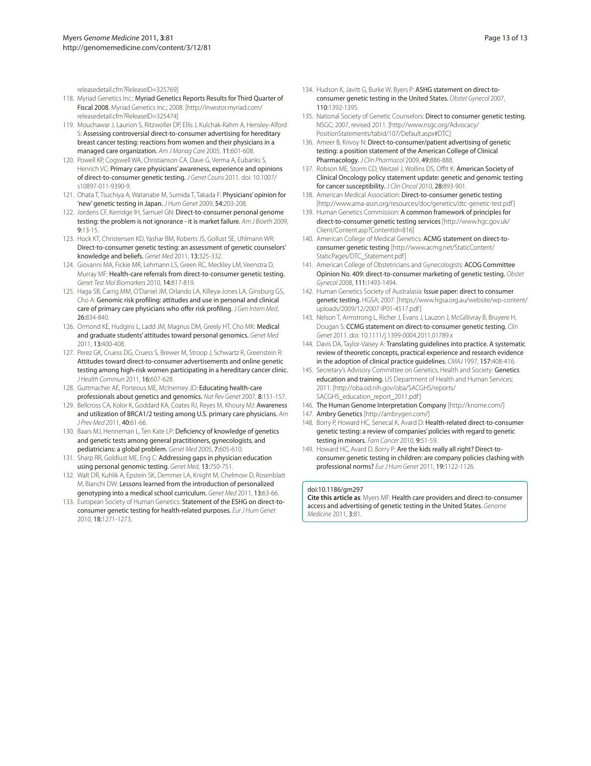releasedetail.cfm?ReleaseID=325769]

118. Myriad Genetics Inc.: **Myriad Genetics Reports Results for Third Quarter of Fiscal 2008.** Myriad Genetics Inc.; 2008. [http://investor.myriad.com/releasedetail.cfm?ReleaseID=325474]
119. Mouchawar J, Laurion S, Ritzwoller DP, Ellis J, Kulchak-Rahm A, Hensley-Alford S: **Assessing controversial direct-to-consumer advertising for hereditary breast cancer testing: reactions from women and their physicians in a managed care organization.** *Am J Manag Care* 2005, **11:**601-608.
120. Powell KP, Cogswell WA, Christianson CA, Dave G, Verma A, Eubanks S, Henrich VC: **Primary care physicians' awareness, experience and opinions of direct-to-consumer genetic testing.** *J Genet Couns* 2011. doi: 10.1007/s10897-011-9390-9.
121. Ohata T, Tsuchiya A, Watanabe M, Sumida T, Takada F: **Physicians' opinion for 'new' genetic testing in Japan.** *J Hum Genet* 2009, **54:**203-208.
122. Jordens CF, Kerridge IH, Samuel GN: **Direct-to-consumer personal genome testing: the problem is not ignorance - it is market failure.** *Am J Bioeth* 2009, **9:**13-15.
123. Hock KT, Christensen KD, Yashar BM, Roberts JS, Gollust SE, Uhlmann WR: **Direct-to-consumer genetic testing: an assessment of genetic counselors' knowledge and beliefs.** *Genet Med* 2011, **13:**325-332.
124. Giovanni MA, Fickie MR, Lehmann LS, Green RC, Meckley LM, Veenstra D, Murray MF: **Health-care referrals from direct-to-consumer genetic testing.** *Genet Test Mol Biomarkers* 2010, **14:**817-819.
125. Haga SB, Carrig MM, O'Daniel JM, Orlando LA, Killeya-Jones LA, Ginsburg GS, Cho A: **Genomic risk profiling: attitudes and use in personal and clinical care of primary care physicians who offer risk profiling.** *J Gen Intern Med*, **26:**834-840.
126. Ormond KE, Hudgins L, Ladd JM, Magnus DM, Greely HT, Cho MK: **Medical and graduate students' attitudes toward personal genomics.** *Genet Med* 2011, **13:**400-408.
127. Perez GK, Cruess DG, Cruess S, Brewer M, Stroop J, Schwartz R, Greenstein R: **Attitudes toward direct-to-consumer advertisements and online genetic testing among high-risk women participating in a hereditary cancer clinic.** *J Health Commun* 2011, **16:**607-628.
128. Guttmacher AE, Porteous ME, McInerney JD: **Educating health-care professionals about genetics and genomics.** *Nat Rev Genet* 2007, **8:**151-157.
129. Bellcross CA, Kolor K, Goddard KA, Coates RJ, Reyes M, Khoury MJ: **Awareness and utilization of BRCA1/2 testing among U.S. primary care physicians.** *Am J Prev Med* 2011, **40:**61-66.
130. Baars MJ, Henneman L, Ten Kate LP: **Deficiency of knowledge of genetics and genetic tests among general practitioners, gynecologists, and pediatricians: a global problem.** *Genet Med* 2005, **7:**605-610.
131. Sharp RR, Goldlust ME, Eng C: **Addressing gaps in physician education using personal genomic testing.** *Genet Med*, **13:**750-751.
132. Walt DR, Kuhlik A, Epstein SK, Demmer LA, Knight M, Chelmow D, Rosenblatt M, Bianchi DW: **Lessons learned from the introduction of personalized genotyping into a medical school curriculum.** *Genet Med* 2011, **13:**63-66.
133. European Society of Human Genetics: **Statement of the ESHG on direct-to-consumer genetic testing for health-related purposes.** *Eur J Hum Genet* 2010, **18:**1271-1273.
134. Hudson K, Javitt G, Burke W, Byers P: **ASHG statement on direct-to-consumer genetic testing in the United States.** *Obstet Gynecol* 2007, **110:**1392-1395.
135. National Society of Genetic Counselors: **Direct to consumer genetic testing.** NSGC; 2007, revised 2011. [http://www.nsgc.org/Advocacy/PositionStatements/tabid/107/Default.aspx#DTC]
136. Ameer B, Krivoy N: **Direct-to-consumer/patient advertising of genetic testing: a position statement of the American College of Clinical Pharmacology.** *J Clin Pharmacol* 2009, **49:**886-888.
137. Robson ME, Storm CD, Weitzel J, Wollins DS, Offit K: **American Society of Clinical Oncology policy statement update: genetic and genomic testing for cancer susceptibility.** *J Clin Oncol* 2010, **28:**893-901.
138. American Medical Association: **Direct-to-consumer genetic testing** [http://www.ama-assn.org/resources/doc/genetics/dtc-genetic-test.pdf]
139. Human Genetics Commission: **A common framework of principles for direct-to-consumer genetic testing services** [http://www.hgc.gov.uk/Client/Content.asp?ContentId=816]
140. American College of Medical Genetics: **ACMG statement on direct-to-consumer genetic testing** [http://www.acmg.net/StaticContent/StaticPages/DTC_Statement.pdf]
141. American College of Obstetricians and Gynecologists: **ACOG Committee Opinion No. 409: direct-to-consumer marketing of genetic testing.** *Obstet Gynecol* 2008, **111:**1493-1494.
142. Human Genetics Society of Australasia: **Issue paper: direct to consumer genetic testing.** HGSA; 2007. [https://www.hgsa.org.au/website/wp-content/uploads/2009/12/2007-IP01-4517.pdf]
143. Nelson T, Armstrong L, Richer J, Evans J, Lauzon J, McGillivray B, Bruyere H, Dougan S: **CCMG statement on direct-to-consumer genetic testing.** *Clin Genet* 2011. doi: 10.1111/j.1399-0004.2011.01789.x
144. Davis DA, Taylor-Vaisey A: **Translating guidelines into practice. A systematic review of theoretic concepts, practical experience and research evidence in the adoption of clinical practice guidelines.** *CMAJ* 1997, **157:**408-416.
145. Secretary's Advisory Committee on Genetics, Health and Society: **Genetics education and training.** US Department of Health and Human Services; 2011. [http://oba.od.nih.gov/oba/SACGHS/reports/SACGHS_education_report_2011.pdf]
146. **The Human Genome Interpretation Company** [http://knome.com/]
147. **Ambry Genetics** [http://ambrygen.com/]
148. Borry P, Howard HC, Senecal K, Avard D: **Health-related direct-to-consumer genetic testing: a review of companies' policies with regard to genetic testing in minors.** *Fam Cancer* 2010, **9:**51-59.
149. Howard HC, Avard D, Borry P: **Are the kids really all right? Direct-to-consumer genetic testing in children: are company policies clashing with professional norms?** *Eur J Hum Genet* 2011, **19:**1122-1126.

doi:10.1186/gm297

**Cite this article as**: Myers MF: Health care providers and direct-to-consumer access and advertising of genetic testing in the United States. *Genome Medicine* 2011, **3:**81.